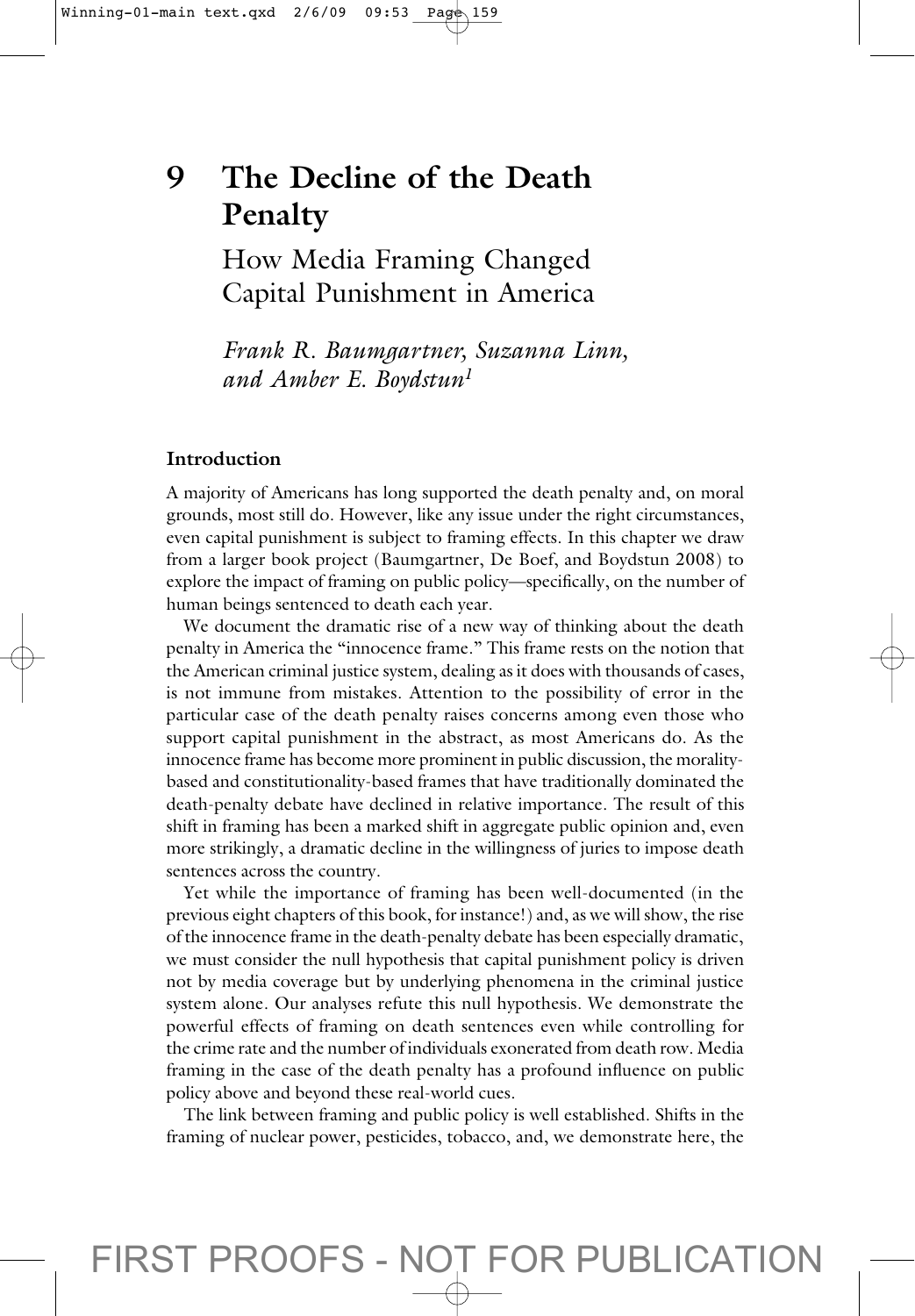# 9 The Decline of the Death Penalty

## How Media Framing Changed Capital Punishment in America

*Frank R. Baumgartner, Suzanna Linn, and Amber E. Boydstun*[1]

### Introduction

A majority of Americans has long supported the death penalty and, on moral grounds, most still do. However, like any issue under the right circumstances, even capital punishment is subject to framing effects. In this chapter we draw from a larger book project (Baumgartner, De Boef, and Boydstun 2008) to explore the impact of framing on public policy—specifically, on the number of human beings sentenced to death each year.

We document the dramatic rise of a new way of thinking about the death penalty in America the "innocence frame." This frame rests on the notion that the American criminal justice system, dealing as it does with thousands of cases, is not immune from mistakes. Attention to the possibility of error in the particular case of the death penalty raises concerns among even those who support capital punishment in the abstract, as most Americans do. As the innocence frame has become more prominent in public discussion, the morality-based and constitutionality-based frames that have traditionally dominated the death-penalty debate have declined in relative importance. The result of this shift in framing has been a marked shift in aggregate public opinion and, even more strikingly, a dramatic decline in the willingness of juries to impose death sentences across the country.

Yet while the importance of framing has been well-documented (in the previous eight chapters of this book, for instance!) and, as we will show, the rise of the innocence frame in the death-penalty debate has been especially dramatic, we must consider the null hypothesis that capital punishment policy is driven not by media coverage but by underlying phenomena in the criminal justice system alone. Our analyses refute this null hypothesis. We demonstrate the powerful effects of framing on death sentences even while controlling for the crime rate and the number of individuals exonerated from death row. Media framing in the case of the death penalty has a profound influence on public policy above and beyond these real-world cues.

The link between framing and public policy is well established. Shifts in the framing of nuclear power, pesticides, tobacco, and, we demonstrate here, the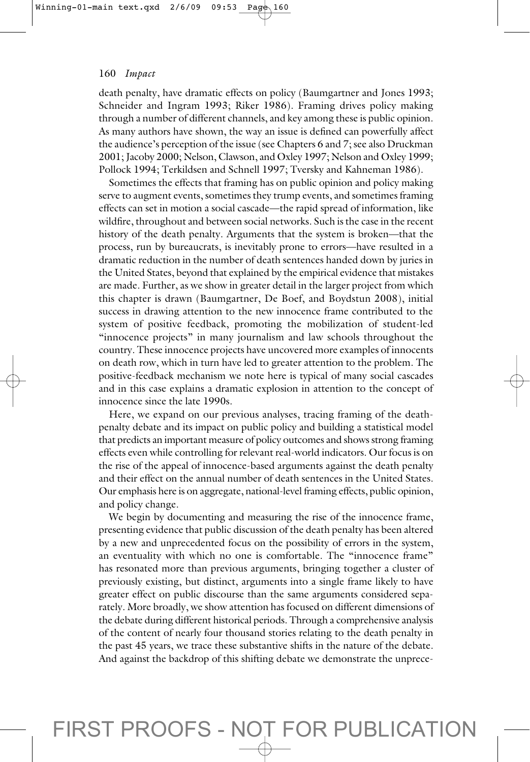death penalty, have dramatic effects on policy (Baumgartner and Jones 1993; Schneider and Ingram 1993; Riker 1986). Framing drives policy making through a number of different channels, and key among these is public opinion. As many authors have shown, the way an issue is defined can powerfully affect the audience's perception of the issue (see Chapters 6 and 7; see also Druckman 2001; Jacoby 2000; Nelson, Clawson, and Oxley 1997; Nelson and Oxley 1999; Pollock 1994; Terkildsen and Schnell 1997; Tversky and Kahneman 1986).

Sometimes the effects that framing has on public opinion and policy making serve to augment events, sometimes they trump events, and sometimes framing effects can set in motion a social cascade—the rapid spread of information, like wildfire, throughout and between social networks. Such is the case in the recent history of the death penalty. Arguments that the system is broken—that the process, run by bureaucrats, is inevitably prone to errors—have resulted in a dramatic reduction in the number of death sentences handed down by juries in the United States, beyond that explained by the empirical evidence that mistakes are made. Further, as we show in greater detail in the larger project from which this chapter is drawn (Baumgartner, De Boef, and Boydstun 2008), initial success in drawing attention to the new innocence frame contributed to the system of positive feedback, promoting the mobilization of student-led "innocence projects" in many journalism and law schools throughout the country. These innocence projects have uncovered more examples of innocents on death row, which in turn have led to greater attention to the problem. The positive-feedback mechanism we note here is typical of many social cascades and in this case explains a dramatic explosion in attention to the concept of innocence since the late 1990s.

Here, we expand on our previous analyses, tracing framing of the death-penalty debate and its impact on public policy and building a statistical model that predicts an important measure of policy outcomes and shows strong framing effects even while controlling for relevant real-world indicators. Our focus is on the rise of the appeal of innocence-based arguments against the death penalty and their effect on the annual number of death sentences in the United States. Our emphasis here is on aggregate, national-level framing effects, public opinion, and policy change.

We begin by documenting and measuring the rise of the innocence frame, presenting evidence that public discussion of the death penalty has been altered by a new and unprecedented focus on the possibility of errors in the system, an eventuality with which no one is comfortable. The "innocence frame" has resonated more than previous arguments, bringing together a cluster of previously existing, but distinct, arguments into a single frame likely to have greater effect on public discourse than the same arguments considered separately. More broadly, we show attention has focused on different dimensions of the debate during different historical periods. Through a comprehensive analysis of the content of nearly four thousand stories relating to the death penalty in the past 45 years, we trace these substantive shifts in the nature of the debate. And against the backdrop of this shifting debate we demonstrate the unprece-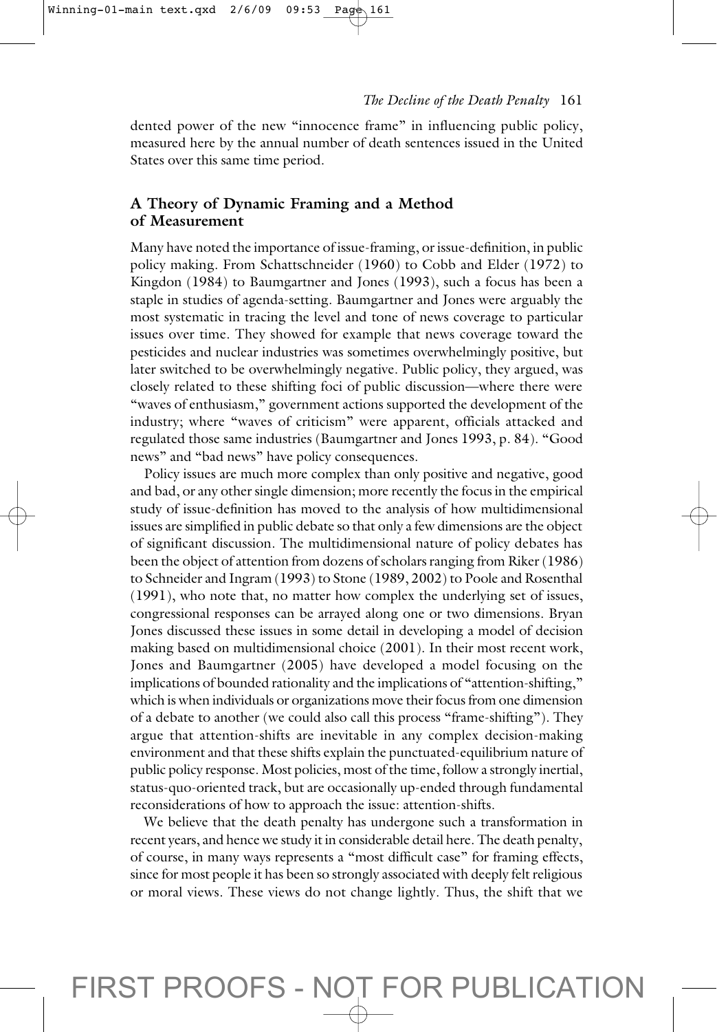dented power of the new "innocence frame" in influencing public policy, measured here by the annual number of death sentences issued in the United States over this same time period.

## A Theory of Dynamic Framing and a Method of Measurement

Many have noted the importance of issue-framing, or issue-definition, in public policy making. From Schattschneider (1960) to Cobb and Elder (1972) to Kingdon (1984) to Baumgartner and Jones (1993), such a focus has been a staple in studies of agenda-setting. Baumgartner and Jones were arguably the most systematic in tracing the level and tone of news coverage to particular issues over time. They showed for example that news coverage toward the pesticides and nuclear industries was sometimes overwhelmingly positive, but later switched to be overwhelmingly negative. Public policy, they argued, was closely related to these shifting foci of public discussion—where there were "waves of enthusiasm," government actions supported the development of the industry; where "waves of criticism" were apparent, officials attacked and regulated those same industries (Baumgartner and Jones 1993, p. 84). "Good news" and "bad news" have policy consequences.

Policy issues are much more complex than only positive and negative, good and bad, or any other single dimension; more recently the focus in the empirical study of issue-definition has moved to the analysis of how multidimensional issues are simplified in public debate so that only a few dimensions are the object of significant discussion. The multidimensional nature of policy debates has been the object of attention from dozens of scholars ranging from Riker (1986) to Schneider and Ingram (1993) to Stone (1989, 2002) to Poole and Rosenthal (1991), who note that, no matter how complex the underlying set of issues, congressional responses can be arrayed along one or two dimensions. Bryan Jones discussed these issues in some detail in developing a model of decision making based on multidimensional choice (2001). In their most recent work, Jones and Baumgartner (2005) have developed a model focusing on the implications of bounded rationality and the implications of "attention-shifting," which is when individuals or organizations move their focus from one dimension of a debate to another (we could also call this process "frame-shifting"). They argue that attention-shifts are inevitable in any complex decision-making environment and that these shifts explain the punctuated-equilibrium nature of public policy response. Most policies, most of the time, follow a strongly inertial, status-quo-oriented track, but are occasionally up-ended through fundamental reconsiderations of how to approach the issue: attention-shifts.

We believe that the death penalty has undergone such a transformation in recent years, and hence we study it in considerable detail here. The death penalty, of course, in many ways represents a "most difficult case" for framing effects, since for most people it has been so strongly associated with deeply felt religious or moral views. These views do not change lightly. Thus, the shift that we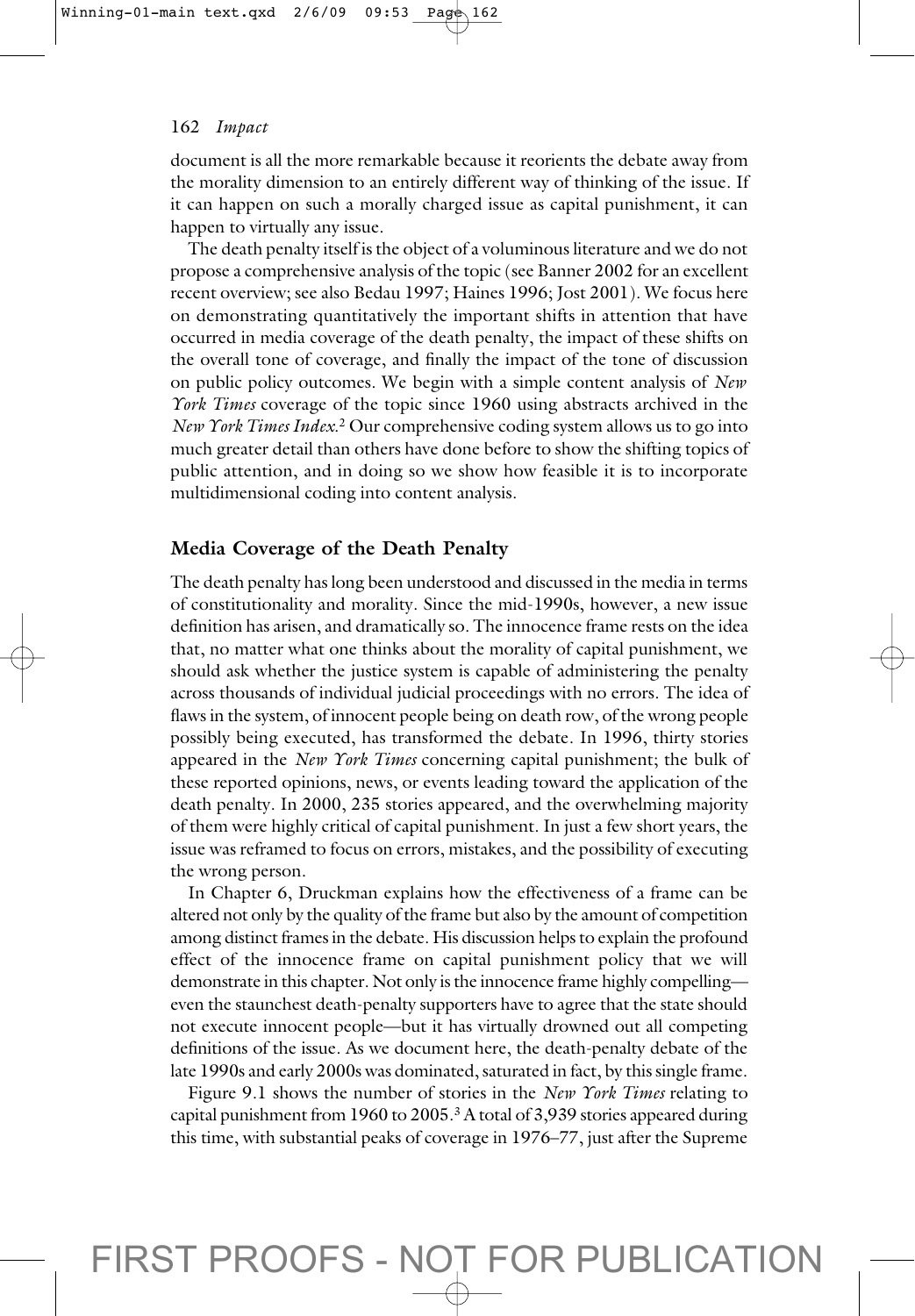document is all the more remarkable because it reorients the debate away from the morality dimension to an entirely different way of thinking of the issue. If it can happen on such a morally charged issue as capital punishment, it can happen to virtually any issue.

The death penalty itself is the object of a voluminous literature and we do not propose a comprehensive analysis of the topic (see Banner 2002 for an excellent recent overview; see also Bedau 1997; Haines 1996; Jost 2001). We focus here on demonstrating quantitatively the important shifts in attention that have occurred in media coverage of the death penalty, the impact of these shifts on the overall tone of coverage, and finally the impact of the tone of discussion on public policy outcomes. We begin with a simple content analysis of *New York Times* coverage of the topic since 1960 using abstracts archived in the *New York Times Index*.[2] Our comprehensive coding system allows us to go into much greater detail than others have done before to show the shifting topics of public attention, and in doing so we show how feasible it is to incorporate multidimensional coding into content analysis.

## Media Coverage of the Death Penalty

The death penalty has long been understood and discussed in the media in terms of constitutionality and morality. Since the mid-1990s, however, a new issue definition has arisen, and dramatically so. The innocence frame rests on the idea that, no matter what one thinks about the morality of capital punishment, we should ask whether the justice system is capable of administering the penalty across thousands of individual judicial proceedings with no errors. The idea of flaws in the system, of innocent people being on death row, of the wrong people possibly being executed, has transformed the debate. In 1996, thirty stories appeared in the *New York Times* concerning capital punishment; the bulk of these reported opinions, news, or events leading toward the application of the death penalty. In 2000, 235 stories appeared, and the overwhelming majority of them were highly critical of capital punishment. In just a few short years, the issue was reframed to focus on errors, mistakes, and the possibility of executing the wrong person.

In Chapter 6, Druckman explains how the effectiveness of a frame can be altered not only by the quality of the frame but also by the amount of competition among distinct frames in the debate. His discussion helps to explain the profound effect of the innocence frame on capital punishment policy that we will demonstrate in this chapter. Not only is the innocence frame highly compelling—even the staunchest death-penalty supporters have to agree that the state should not execute innocent people—but it has virtually drowned out all competing definitions of the issue. As we document here, the death-penalty debate of the late 1990s and early 2000s was dominated, saturated in fact, by this single frame.

Figure 9.1 shows the number of stories in the *New York Times* relating to capital punishment from 1960 to 2005.[3] A total of 3,939 stories appeared during this time, with substantial peaks of coverage in 1976–77, just after the Supreme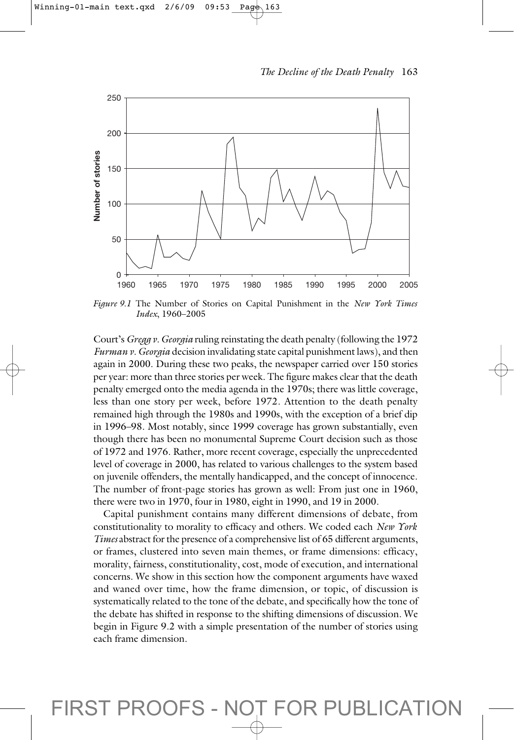*Figure 9.1* The Number of Stories on Capital Punishment in the *New York Times Index*, 1960–2005

Court's *Gregg v. Georgia* ruling reinstating the death penalty (following the 1972 *Furman v. Georgia* decision invalidating state capital punishment laws), and then again in 2000. During these two peaks, the newspaper carried over 150 stories per year: more than three stories per week. The figure makes clear that the death penalty emerged onto the media agenda in the 1970s; there was little coverage, less than one story per week, before 1972. Attention to the death penalty remained high through the 1980s and 1990s, with the exception of a brief dip in 1996–98. Most notably, since 1999 coverage has grown substantially, even though there has been no monumental Supreme Court decision such as those of 1972 and 1976. Rather, more recent coverage, especially the unprecedented level of coverage in 2000, has related to various challenges to the system based on juvenile offenders, the mentally handicapped, and the concept of innocence. The number of front-page stories has grown as well: From just one in 1960, there were two in 1970, four in 1980, eight in 1990, and 19 in 2000.

Capital punishment contains many different dimensions of debate, from constitutionality to morality to efficacy and others. We coded each *New York Times* abstract for the presence of a comprehensive list of 65 different arguments, or frames, clustered into seven main themes, or frame dimensions: efficacy, morality, fairness, constitutionality, cost, mode of execution, and international concerns. We show in this section how the component arguments have waxed and waned over time, how the frame dimension, or topic, of discussion is systematically related to the tone of the debate, and specifically how the tone of the debate has shifted in response to the shifting dimensions of discussion. We begin in Figure 9.2 with a simple presentation of the number of stories using each frame dimension.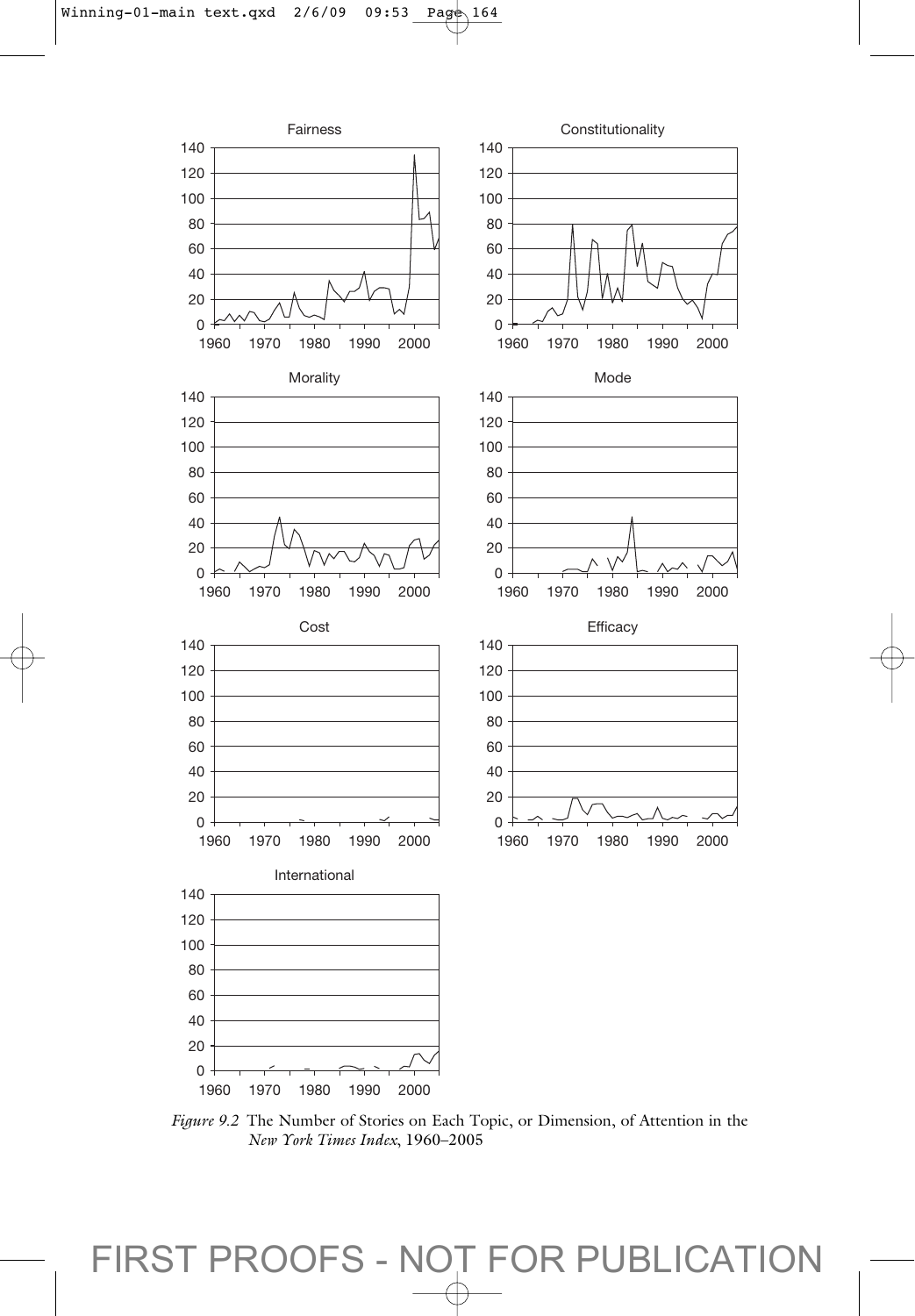*Figure 9.2* The Number of Stories on Each Topic, or Dimension, of Attention in the *New York Times Index*, 1960–2005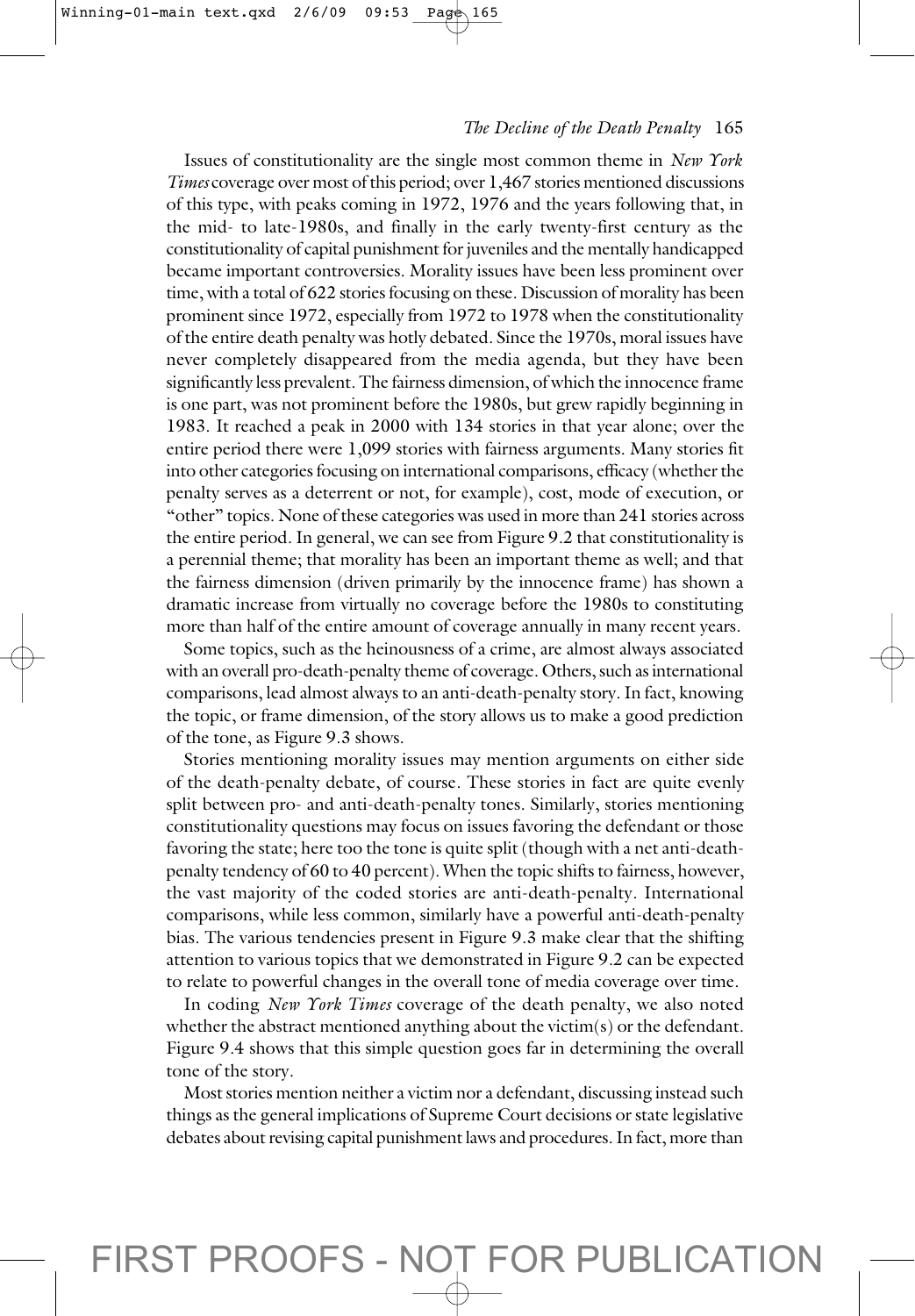Issues of constitutionality are the single most common theme in *New York Times* coverage over most of this period; over 1,467 stories mentioned discussions of this type, with peaks coming in 1972, 1976 and the years following that, in the mid- to late-1980s, and finally in the early twenty-first century as the constitutionality of capital punishment for juveniles and the mentally handicapped became important controversies. Morality issues have been less prominent over time, with a total of 622 stories focusing on these. Discussion of morality has been prominent since 1972, especially from 1972 to 1978 when the constitutionality of the entire death penalty was hotly debated. Since the 1970s, moral issues have never completely disappeared from the media agenda, but they have been significantly less prevalent. The fairness dimension, of which the innocence frame is one part, was not prominent before the 1980s, but grew rapidly beginning in 1983. It reached a peak in 2000 with 134 stories in that year alone; over the entire period there were 1,099 stories with fairness arguments. Many stories fit into other categories focusing on international comparisons, efficacy (whether the penalty serves as a deterrent or not, for example), cost, mode of execution, or "other" topics. None of these categories was used in more than 241 stories across the entire period. In general, we can see from Figure 9.2 that constitutionality is a perennial theme; that morality has been an important theme as well; and that the fairness dimension (driven primarily by the innocence frame) has shown a dramatic increase from virtually no coverage before the 1980s to constituting more than half of the entire amount of coverage annually in many recent years.

Some topics, such as the heinousness of a crime, are almost always associated with an overall pro-death-penalty theme of coverage. Others, such as international comparisons, lead almost always to an anti-death-penalty story. In fact, knowing the topic, or frame dimension, of the story allows us to make a good prediction of the tone, as Figure 9.3 shows.

Stories mentioning morality issues may mention arguments on either side of the death-penalty debate, of course. These stories in fact are quite evenly split between pro- and anti-death-penalty tones. Similarly, stories mentioning constitutionality questions may focus on issues favoring the defendant or those favoring the state; here too the tone is quite split (though with a net anti-death-penalty tendency of 60 to 40 percent). When the topic shifts to fairness, however, the vast majority of the coded stories are anti-death-penalty. International comparisons, while less common, similarly have a powerful anti-death-penalty bias. The various tendencies present in Figure 9.3 make clear that the shifting attention to various topics that we demonstrated in Figure 9.2 can be expected to relate to powerful changes in the overall tone of media coverage over time.

In coding *New York Times* coverage of the death penalty, we also noted whether the abstract mentioned anything about the victim(s) or the defendant. Figure 9.4 shows that this simple question goes far in determining the overall tone of the story.

Most stories mention neither a victim nor a defendant, discussing instead such things as the general implications of Supreme Court decisions or state legislative debates about revising capital punishment laws and procedures. In fact, more than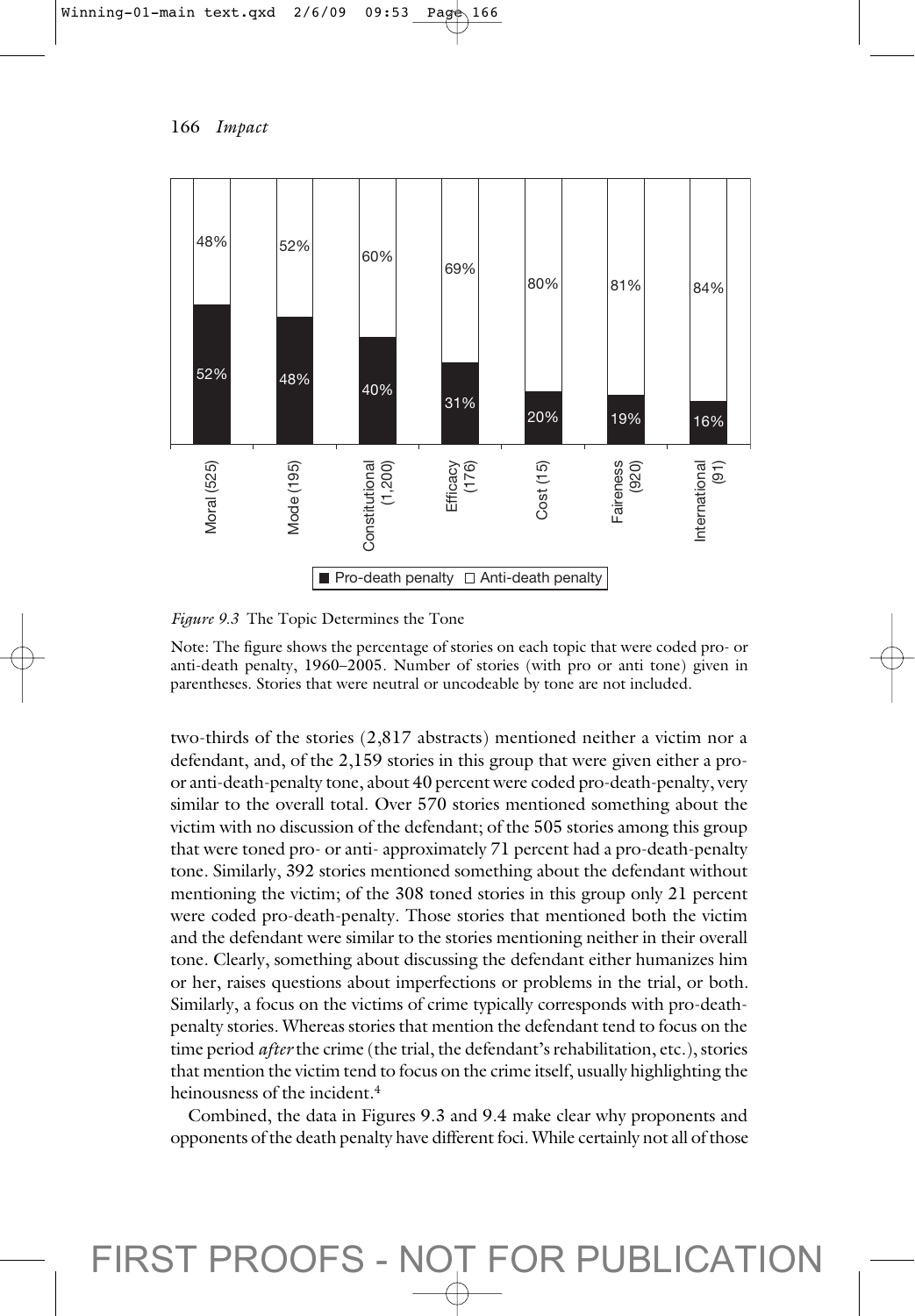| Topic | Pro-death penalty | Anti-death penalty |
| --- | --- | --- |
| Moral (525) | 52% | 48% |
| Mode (195) | 48% | 52% |
| Constitutional (1,200) | 40% | 60% |
| Efficacy (176) | 31% | 69% |
| Cost (15) | 20% | 80% |
| Fareness (920) | 19% | 81% |
| International (91) | 16% | 84% |

*Figure 9.3* The Topic Determines the Tone

Note: The figure shows the percentage of stories on each topic that were coded pro- or anti-death penalty, 1960–2005. Number of stories (with pro or anti tone) given in parentheses. Stories that were neutral or uncodeable by tone are not included.

two-thirds of the stories (2,817 abstracts) mentioned neither a victim nor a defendant, and, of the 2,159 stories in this group that were given either a pro- or anti-death-penalty tone, about 40 percent were coded pro-death-penalty, very similar to the overall total. Over 570 stories mentioned something about the victim with no discussion of the defendant; of the 505 stories among this group that were toned pro- or anti- approximately 71 percent had a pro-death-penalty tone. Similarly, 392 stories mentioned something about the defendant without mentioning the victim; of the 308 toned stories in this group only 21 percent were coded pro-death-penalty. Those stories that mentioned both the victim and the defendant were similar to the stories mentioning neither in their overall tone. Clearly, something about discussing the defendant either humanizes him or her, raises questions about imperfections or problems in the trial, or both. Similarly, a focus on the victims of crime typically corresponds with pro-death-penalty stories. Whereas stories that mention the defendant tend to focus on the time period *after* the crime (the trial, the defendant's rehabilitation, etc.), stories that mention the victim tend to focus on the crime itself, usually highlighting the heinousness of the incident.[4]

Combined, the data in Figures 9.3 and 9.4 make clear why proponents and opponents of the death penalty have different foci. While certainly not all of those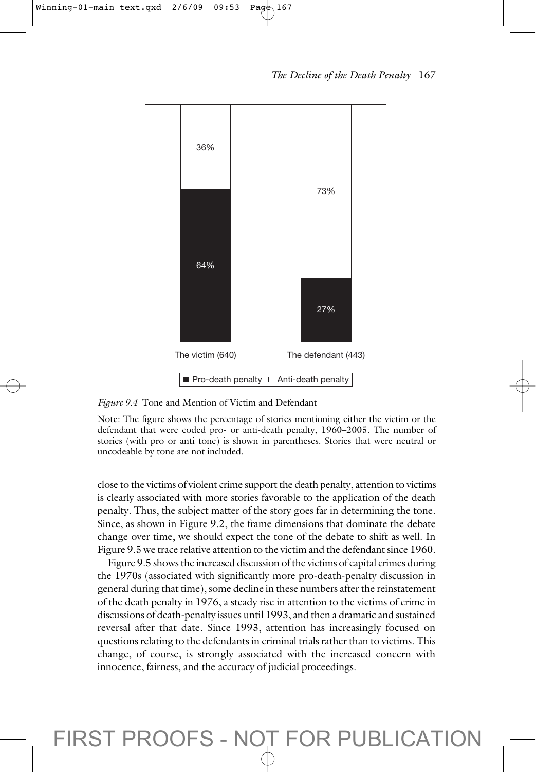*Figure 9.4* Tone and Mention of Victim and Defendant

Note: The figure shows the percentage of stories mentioning either the victim or the defendant that were coded pro- or anti-death penalty, 1960–2005. The number of stories (with pro or anti tone) is shown in parentheses. Stories that were neutral or uncodeable by tone are not included.

close to the victims of violent crime support the death penalty, attention to victims is clearly associated with more stories favorable to the application of the death penalty. Thus, the subject matter of the story goes far in determining the tone. Since, as shown in Figure 9.2, the frame dimensions that dominate the debate change over time, we should expect the tone of the debate to shift as well. In Figure 9.5 we trace relative attention to the victim and the defendant since 1960.

Figure 9.5 shows the increased discussion of the victims of capital crimes during the 1970s (associated with significantly more pro-death-penalty discussion in general during that time), some decline in these numbers after the reinstatement of the death penalty in 1976, a steady rise in attention to the victims of crime in discussions of death-penalty issues until 1993, and then a dramatic and sustained reversal after that date. Since 1993, attention has increasingly focused on questions relating to the defendants in criminal trials rather than to victims. This change, of course, is strongly associated with the increased concern with innocence, fairness, and the accuracy of judicial proceedings.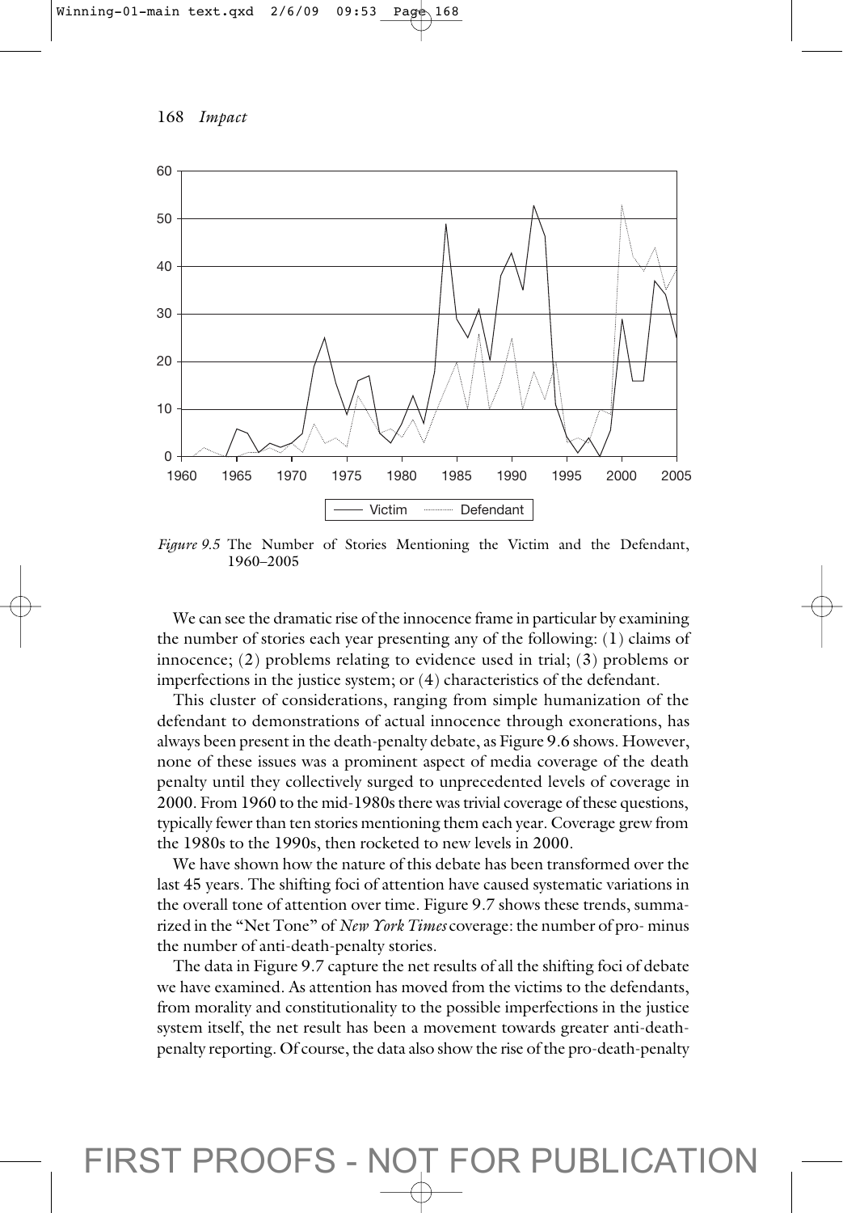*Figure 9.5* The Number of Stories Mentioning the Victim and the Defendant, 1960–2005

We can see the dramatic rise of the innocence frame in particular by examining the number of stories each year presenting any of the following: (1) claims of innocence; (2) problems relating to evidence used in trial; (3) problems or imperfections in the justice system; or (4) characteristics of the defendant.

This cluster of considerations, ranging from simple humanization of the defendant to demonstrations of actual innocence through exonerations, has always been present in the death-penalty debate, as Figure 9.6 shows. However, none of these issues was a prominent aspect of media coverage of the death penalty until they collectively surged to unprecedented levels of coverage in 2000. From 1960 to the mid-1980s there was trivial coverage of these questions, typically fewer than ten stories mentioning them each year. Coverage grew from the 1980s to the 1990s, then rocketed to new levels in 2000.

We have shown how the nature of this debate has been transformed over the last 45 years. The shifting foci of attention have caused systematic variations in the overall tone of attention over time. Figure 9.7 shows these trends, summarized in the "Net Tone" of *New York Times* coverage: the number of pro- minus the number of anti-death-penalty stories.

The data in Figure 9.7 capture the net results of all the shifting foci of debate we have examined. As attention has moved from the victims to the defendants, from morality and constitutionality to the possible imperfections in the justice system itself, the net result has been a movement towards greater anti-death-penalty reporting. Of course, the data also show the rise of the pro-death-penalty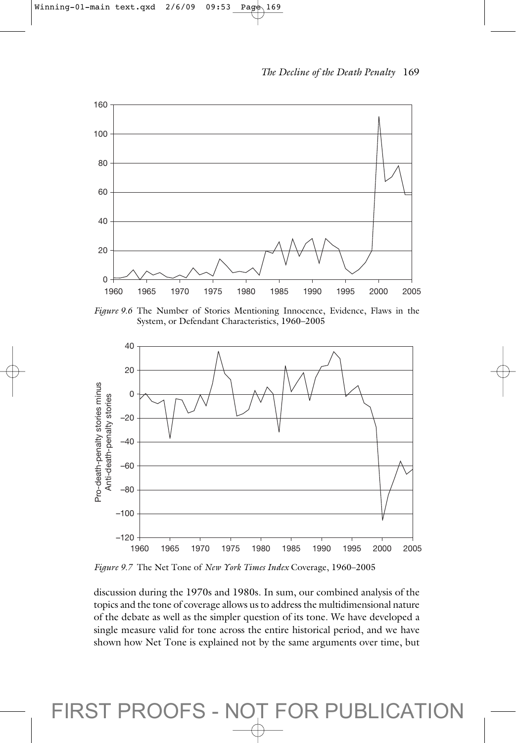*Figure 9.6* The Number of Stories Mentioning Innocence, Evidence, Flaws in the System, or Defendant Characteristics, 1960–2005

*Figure 9.7* The Net Tone of *New York Times Index* Coverage, 1960–2005

discussion during the 1970s and 1980s. In sum, our combined analysis of the topics and the tone of coverage allows us to address the multidimensional nature of the debate as well as the simpler question of its tone. We have developed a single measure valid for tone across the entire historical period, and we have shown how Net Tone is explained not by the same arguments over time, but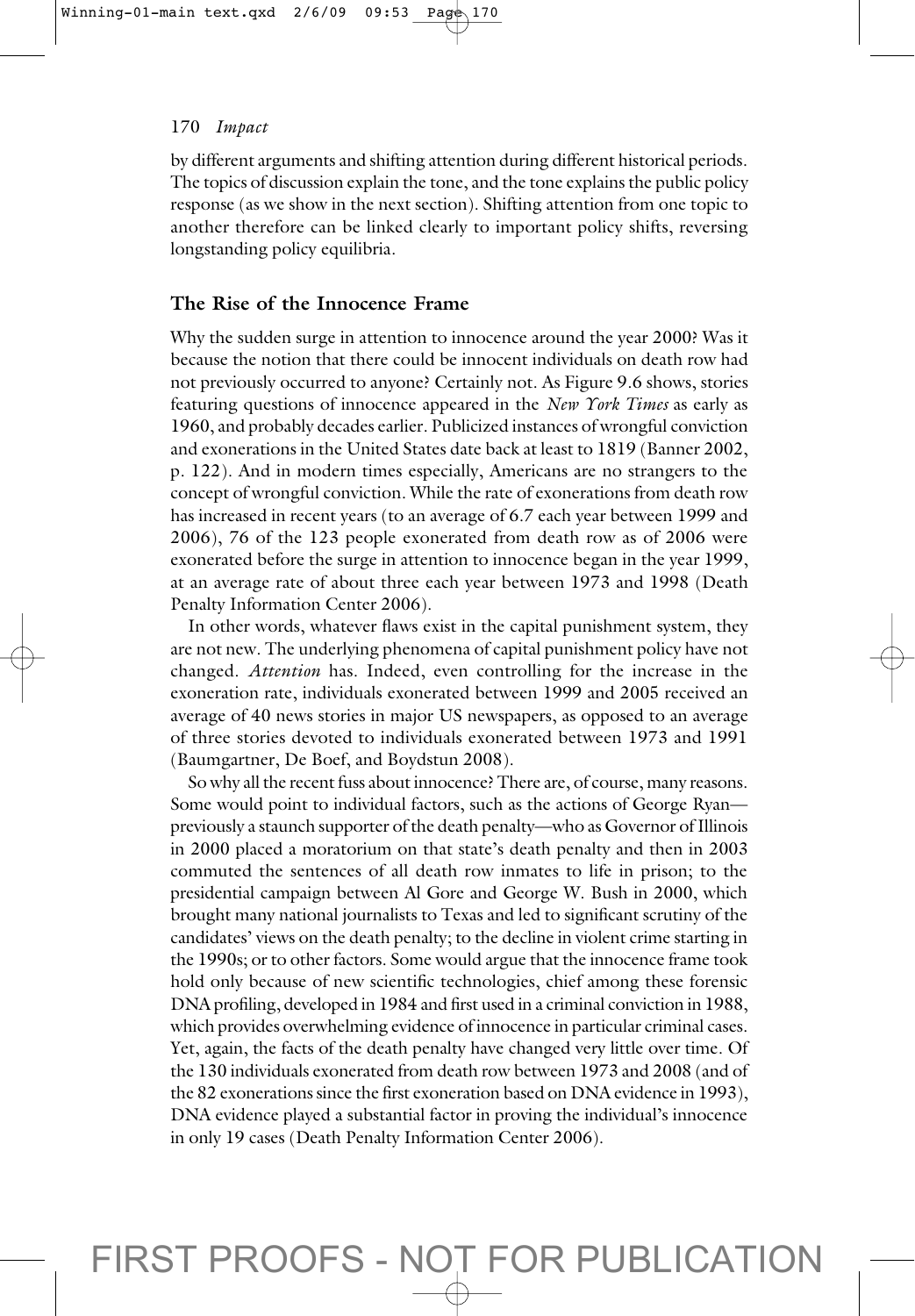by different arguments and shifting attention during different historical periods. The topics of discussion explain the tone, and the tone explains the public policy response (as we show in the next section). Shifting attention from one topic to another therefore can be linked clearly to important policy shifts, reversing longstanding policy equilibria.

## The Rise of the Innocence Frame

Why the sudden surge in attention to innocence around the year 2000? Was it because the notion that there could be innocent individuals on death row had not previously occurred to anyone? Certainly not. As Figure 9.6 shows, stories featuring questions of innocence appeared in the *New York Times* as early as 1960, and probably decades earlier. Publicized instances of wrongful conviction and exonerations in the United States date back at least to 1819 (Banner 2002, p. 122). And in modern times especially, Americans are no strangers to the concept of wrongful conviction. While the rate of exonerations from death row has increased in recent years (to an average of 6.7 each year between 1999 and 2006), 76 of the 123 people exonerated from death row as of 2006 were exonerated before the surge in attention to innocence began in the year 1999, at an average rate of about three each year between 1973 and 1998 (Death Penalty Information Center 2006).

In other words, whatever flaws exist in the capital punishment system, they are not new. The underlying phenomena of capital punishment policy have not changed. *Attention* has. Indeed, even controlling for the increase in the exoneration rate, individuals exonerated between 1999 and 2005 received an average of 40 news stories in major US newspapers, as opposed to an average of three stories devoted to individuals exonerated between 1973 and 1991 (Baumgartner, De Boef, and Boydstun 2008).

So why all the recent fuss about innocence? There are, of course, many reasons. Some would point to individual factors, such as the actions of George Ryan—previously a staunch supporter of the death penalty—who as Governor of Illinois in 2000 placed a moratorium on that state's death penalty and then in 2003 commuted the sentences of all death row inmates to life in prison; to the presidential campaign between Al Gore and George W. Bush in 2000, which brought many national journalists to Texas and led to significant scrutiny of the candidates' views on the death penalty; to the decline in violent crime starting in the 1990s; or to other factors. Some would argue that the innocence frame took hold only because of new scientific technologies, chief among these forensic DNA profiling, developed in 1984 and first used in a criminal conviction in 1988, which provides overwhelming evidence of innocence in particular criminal cases. Yet, again, the facts of the death penalty have changed very little over time. Of the 130 individuals exonerated from death row between 1973 and 2008 (and of the 82 exonerations since the first exoneration based on DNA evidence in 1993), DNA evidence played a substantial factor in proving the individual's innocence in only 19 cases (Death Penalty Information Center 2006).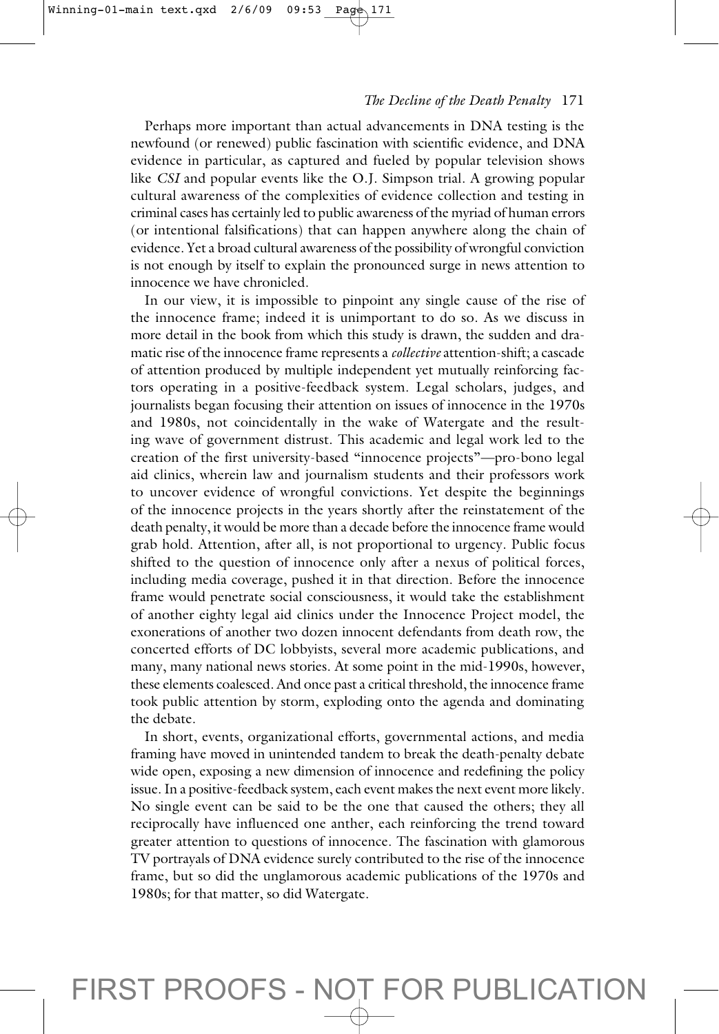Perhaps more important than actual advancements in DNA testing is the newfound (or renewed) public fascination with scientific evidence, and DNA evidence in particular, as captured and fueled by popular television shows like *CSI* and popular events like the O.J. Simpson trial. A growing popular cultural awareness of the complexities of evidence collection and testing in criminal cases has certainly led to public awareness of the myriad of human errors (or intentional falsifications) that can happen anywhere along the chain of evidence. Yet a broad cultural awareness of the possibility of wrongful conviction is not enough by itself to explain the pronounced surge in news attention to innocence we have chronicled.

In our view, it is impossible to pinpoint any single cause of the rise of the innocence frame; indeed it is unimportant to do so. As we discuss in more detail in the book from which this study is drawn, the sudden and dramatic rise of the innocence frame represents a *collective* attention-shift; a cascade of attention produced by multiple independent yet mutually reinforcing factors operating in a positive-feedback system. Legal scholars, judges, and journalists began focusing their attention on issues of innocence in the 1970s and 1980s, not coincidentally in the wake of Watergate and the resulting wave of government distrust. This academic and legal work led to the creation of the first university-based "innocence projects"—pro-bono legal aid clinics, wherein law and journalism students and their professors work to uncover evidence of wrongful convictions. Yet despite the beginnings of the innocence projects in the years shortly after the reinstatement of the death penalty, it would be more than a decade before the innocence frame would grab hold. Attention, after all, is not proportional to urgency. Public focus shifted to the question of innocence only after a nexus of political forces, including media coverage, pushed it in that direction. Before the innocence frame would penetrate social consciousness, it would take the establishment of another eighty legal aid clinics under the Innocence Project model, the exonerations of another two dozen innocent defendants from death row, the concerted efforts of DC lobbyists, several more academic publications, and many, many national news stories. At some point in the mid-1990s, however, these elements coalesced. And once past a critical threshold, the innocence frame took public attention by storm, exploding onto the agenda and dominating the debate.

In short, events, organizational efforts, governmental actions, and media framing have moved in unintended tandem to break the death-penalty debate wide open, exposing a new dimension of innocence and redefining the policy issue. In a positive-feedback system, each event makes the next event more likely. No single event can be said to be the one that caused the others; they all reciprocally have influenced one anther, each reinforcing the trend toward greater attention to questions of innocence. The fascination with glamorous TV portrayals of DNA evidence surely contributed to the rise of the innocence frame, but so did the unglamorous academic publications of the 1970s and 1980s; for that matter, so did Watergate.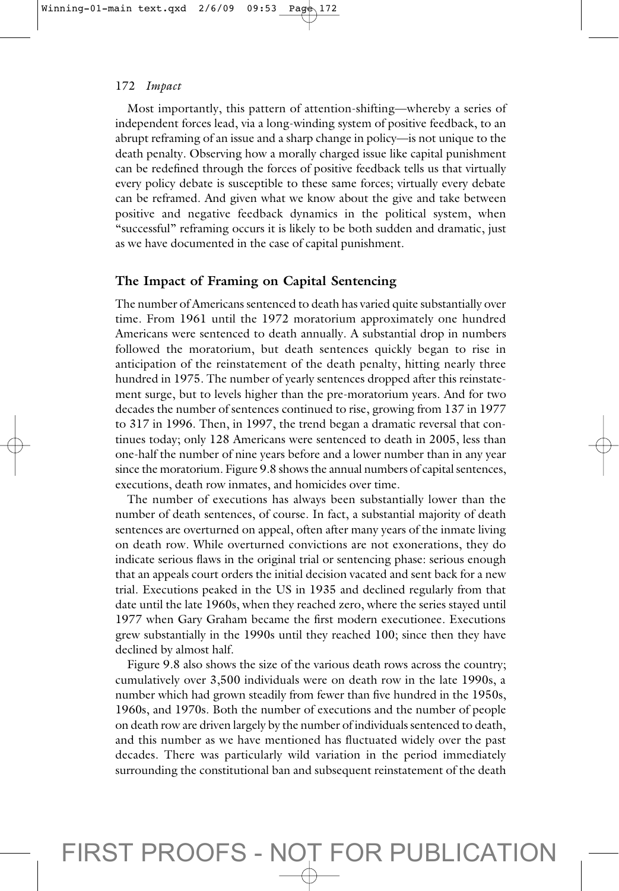Most importantly, this pattern of attention-shifting—whereby a series of independent forces lead, via a long-winding system of positive feedback, to an abrupt reframing of an issue and a sharp change in policy—is not unique to the death penalty. Observing how a morally charged issue like capital punishment can be redefined through the forces of positive feedback tells us that virtually every policy debate is susceptible to these same forces; virtually every debate can be reframed. And given what we know about the give and take between positive and negative feedback dynamics in the political system, when "successful" reframing occurs it is likely to be both sudden and dramatic, just as we have documented in the case of capital punishment.

## The Impact of Framing on Capital Sentencing

The number of Americans sentenced to death has varied quite substantially over time. From 1961 until the 1972 moratorium approximately one hundred Americans were sentenced to death annually. A substantial drop in numbers followed the moratorium, but death sentences quickly began to rise in anticipation of the reinstatement of the death penalty, hitting nearly three hundred in 1975. The number of yearly sentences dropped after this reinstatement surge, but to levels higher than the pre-moratorium years. And for two decades the number of sentences continued to rise, growing from 137 in 1977 to 317 in 1996. Then, in 1997, the trend began a dramatic reversal that continues today; only 128 Americans were sentenced to death in 2005, less than one-half the number of nine years before and a lower number than in any year since the moratorium. Figure 9.8 shows the annual numbers of capital sentences, executions, death row inmates, and homicides over time.

The number of executions has always been substantially lower than the number of death sentences, of course. In fact, a substantial majority of death sentences are overturned on appeal, often after many years of the inmate living on death row. While overturned convictions are not exonerations, they do indicate serious flaws in the original trial or sentencing phase: serious enough that an appeals court orders the initial decision vacated and sent back for a new trial. Executions peaked in the US in 1935 and declined regularly from that date until the late 1960s, when they reached zero, where the series stayed until 1977 when Gary Graham became the first modern executionee. Executions grew substantially in the 1990s until they reached 100; since then they have declined by almost half.

Figure 9.8 also shows the size of the various death rows across the country; cumulatively over 3,500 individuals were on death row in the late 1990s, a number which had grown steadily from fewer than five hundred in the 1950s, 1960s, and 1970s. Both the number of executions and the number of people on death row are driven largely by the number of individuals sentenced to death, and this number as we have mentioned has fluctuated widely over the past decades. There was particularly wild variation in the period immediately surrounding the constitutional ban and subsequent reinstatement of the death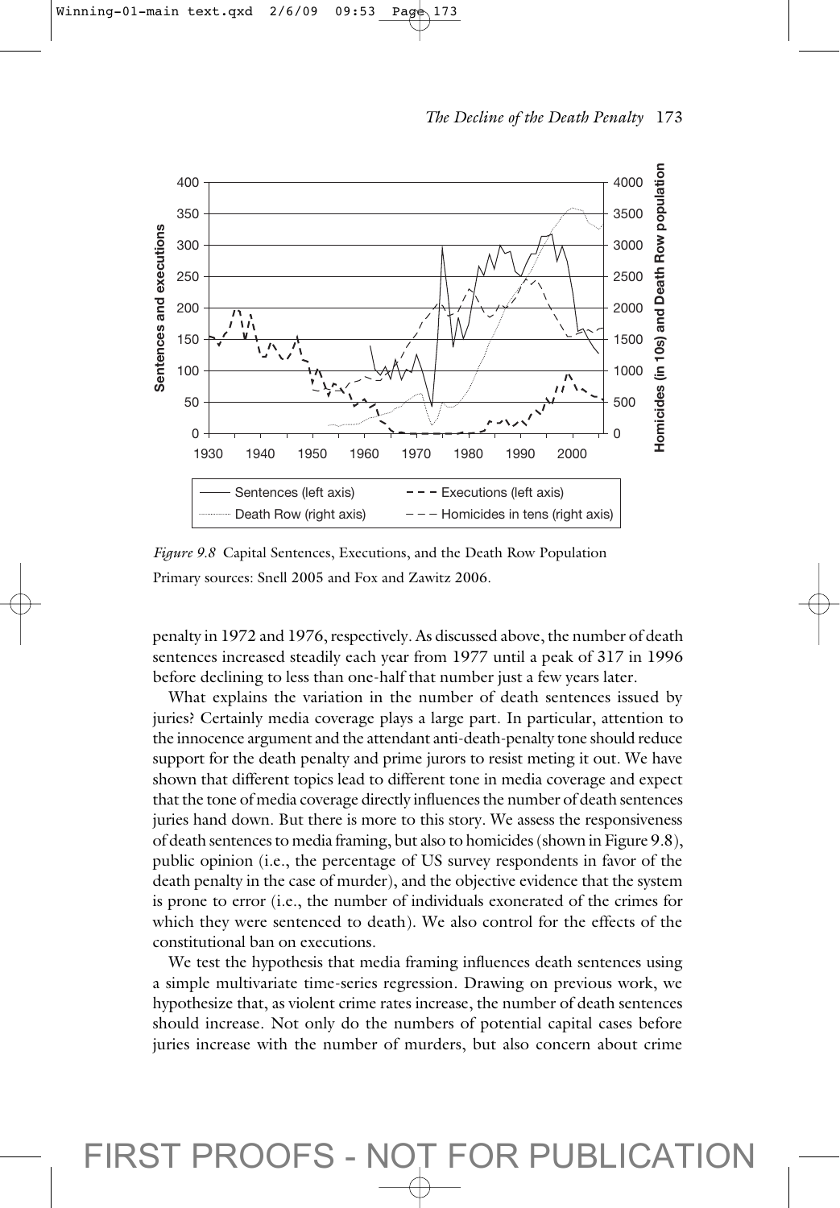*Figure 9.8* Capital Sentences, Executions, and the Death Row Population

Primary sources: Snell 2005 and Fox and Zawitz 2006.

penalty in 1972 and 1976, respectively. As discussed above, the number of death sentences increased steadily each year from 1977 until a peak of 317 in 1996 before declining to less than one-half that number just a few years later.

What explains the variation in the number of death sentences issued by juries? Certainly media coverage plays a large part. In particular, attention to the innocence argument and the attendant anti-death-penalty tone should reduce support for the death penalty and prime jurors to resist meting it out. We have shown that different topics lead to different tone in media coverage and expect that the tone of media coverage directly influences the number of death sentences juries hand down. But there is more to this story. We assess the responsiveness of death sentences to media framing, but also to homicides (shown in Figure 9.8), public opinion (i.e., the percentage of US survey respondents in favor of the death penalty in the case of murder), and the objective evidence that the system is prone to error (i.e., the number of individuals exonerated of the crimes for which they were sentenced to death). We also control for the effects of the constitutional ban on executions.

We test the hypothesis that media framing influences death sentences using a simple multivariate time-series regression. Drawing on previous work, we hypothesize that, as violent crime rates increase, the number of death sentences should increase. Not only do the numbers of potential capital cases before juries increase with the number of murders, but also concern about crime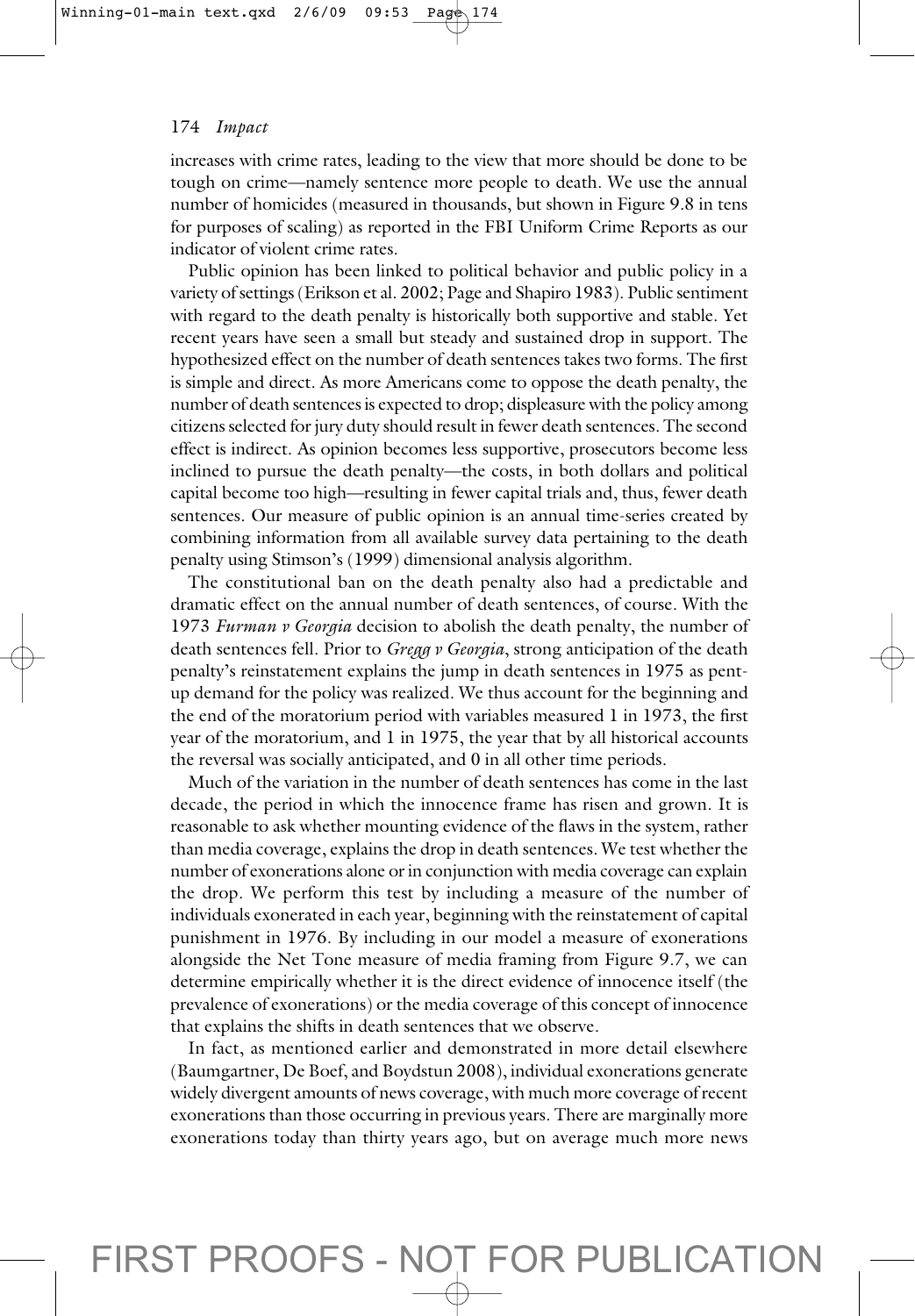increases with crime rates, leading to the view that more should be done to be tough on crime—namely sentence more people to death. We use the annual number of homicides (measured in thousands, but shown in Figure 9.8 in tens for purposes of scaling) as reported in the FBI Uniform Crime Reports as our indicator of violent crime rates.

Public opinion has been linked to political behavior and public policy in a variety of settings (Erikson et al. 2002; Page and Shapiro 1983). Public sentiment with regard to the death penalty is historically both supportive and stable. Yet recent years have seen a small but steady and sustained drop in support. The hypothesized effect on the number of death sentences takes two forms. The first is simple and direct. As more Americans come to oppose the death penalty, the number of death sentences is expected to drop; displeasure with the policy among citizens selected for jury duty should result in fewer death sentences. The second effect is indirect. As opinion becomes less supportive, prosecutors become less inclined to pursue the death penalty—the costs, in both dollars and political capital become too high—resulting in fewer capital trials and, thus, fewer death sentences. Our measure of public opinion is an annual time-series created by combining information from all available survey data pertaining to the death penalty using Stimson's (1999) dimensional analysis algorithm.

The constitutional ban on the death penalty also had a predictable and dramatic effect on the annual number of death sentences, of course. With the 1973 *Furman v Georgia* decision to abolish the death penalty, the number of death sentences fell. Prior to *Gregg v Georgia*, strong anticipation of the death penalty's reinstatement explains the jump in death sentences in 1975 as pent-up demand for the policy was realized. We thus account for the beginning and the end of the moratorium period with variables measured 1 in 1973, the first year of the moratorium, and 1 in 1975, the year that by all historical accounts the reversal was socially anticipated, and 0 in all other time periods.

Much of the variation in the number of death sentences has come in the last decade, the period in which the innocence frame has risen and grown. It is reasonable to ask whether mounting evidence of the flaws in the system, rather than media coverage, explains the drop in death sentences. We test whether the number of exonerations alone or in conjunction with media coverage can explain the drop. We perform this test by including a measure of the number of individuals exonerated in each year, beginning with the reinstatement of capital punishment in 1976. By including in our model a measure of exonerations alongside the Net Tone measure of media framing from Figure 9.7, we can determine empirically whether it is the direct evidence of innocence itself (the prevalence of exonerations) or the media coverage of this concept of innocence that explains the shifts in death sentences that we observe.

In fact, as mentioned earlier and demonstrated in more detail elsewhere (Baumgartner, De Boef, and Boydstun 2008), individual exonerations generate widely divergent amounts of news coverage, with much more coverage of recent exonerations than those occurring in previous years. There are marginally more exonerations today than thirty years ago, but on average much more news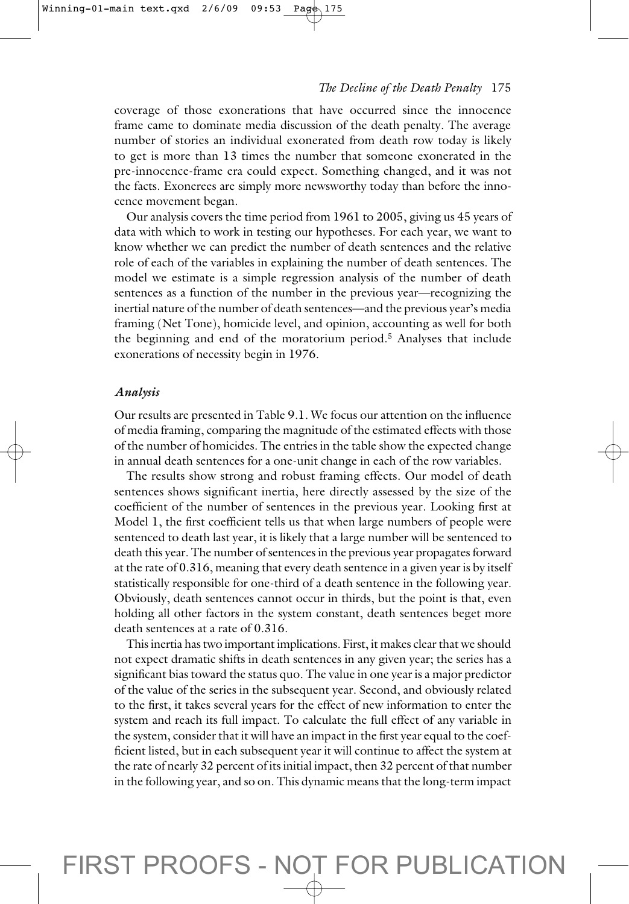coverage of those exonerations that have occurred since the innocence frame came to dominate media discussion of the death penalty. The average number of stories an individual exonerated from death row today is likely to get is more than 13 times the number that someone exonerated in the pre-innocence-frame era could expect. Something changed, and it was not the facts. Exonerees are simply more newsworthy today than before the innocence movement began.

Our analysis covers the time period from 1961 to 2005, giving us 45 years of data with which to work in testing our hypotheses. For each year, we want to know whether we can predict the number of death sentences and the relative role of each of the variables in explaining the number of death sentences. The model we estimate is a simple regression analysis of the number of death sentences as a function of the number in the previous year—recognizing the inertial nature of the number of death sentences—and the previous year's media framing (Net Tone), homicide level, and opinion, accounting as well for both the beginning and end of the moratorium period.[5] Analyses that include exonerations of necessity begin in 1976.

### *Analysis*

Our results are presented in Table 9.1. We focus our attention on the influence of media framing, comparing the magnitude of the estimated effects with those of the number of homicides. The entries in the table show the expected change in annual death sentences for a one-unit change in each of the row variables.

The results show strong and robust framing effects. Our model of death sentences shows significant inertia, here directly assessed by the size of the coefficient of the number of sentences in the previous year. Looking first at Model 1, the first coefficient tells us that when large numbers of people were sentenced to death last year, it is likely that a large number will be sentenced to death this year. The number of sentences in the previous year propagates forward at the rate of 0.316, meaning that every death sentence in a given year is by itself statistically responsible for one-third of a death sentence in the following year. Obviously, death sentences cannot occur in thirds, but the point is that, even holding all other factors in the system constant, death sentences beget more death sentences at a rate of 0.316.

This inertia has two important implications. First, it makes clear that we should not expect dramatic shifts in death sentences in any given year; the series has a significant bias toward the status quo. The value in one year is a major predictor of the value of the series in the subsequent year. Second, and obviously related to the first, it takes several years for the effect of new information to enter the system and reach its full impact. To calculate the full effect of any variable in the system, consider that it will have an impact in the first year equal to the coefficient listed, but in each subsequent year it will continue to affect the system at the rate of nearly 32 percent of its initial impact, then 32 percent of that number in the following year, and so on. This dynamic means that the long-term impact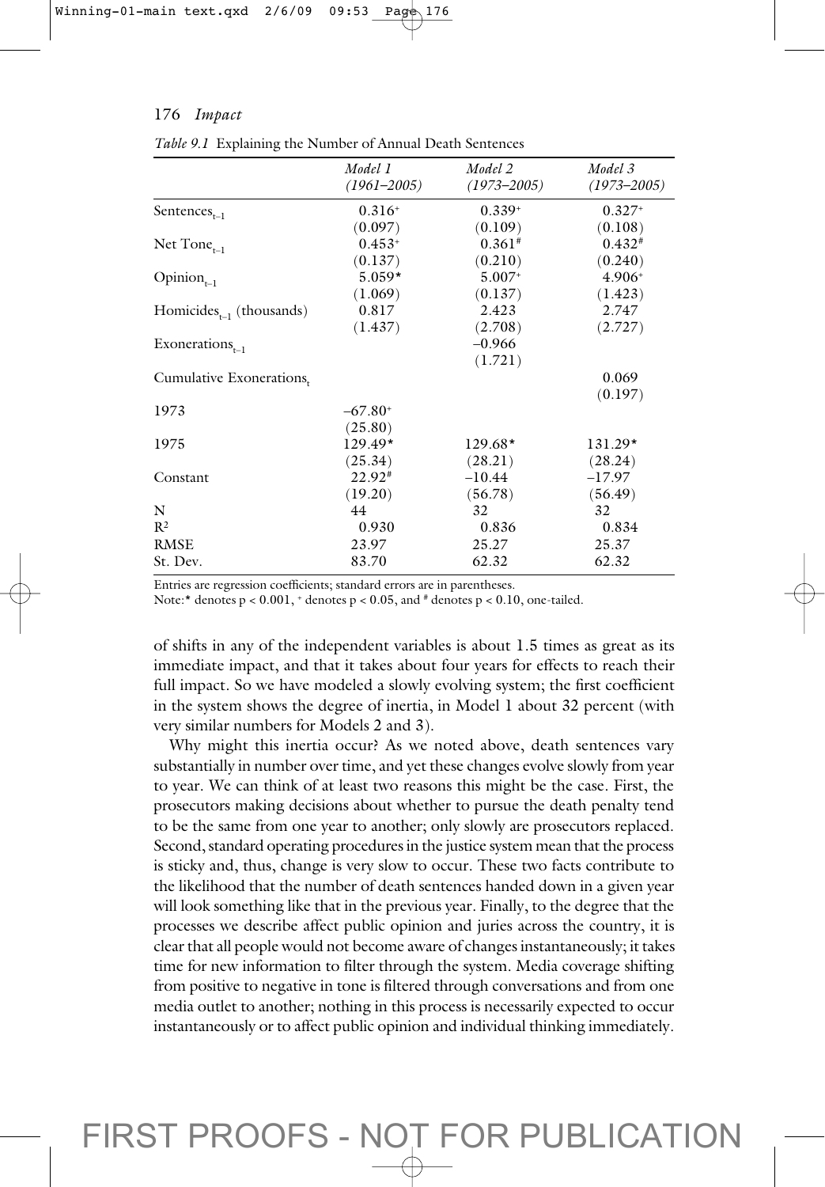*Table 9.1* Explaining the Number of Annual Death Sentences

| | *Model 1 (1961–2005)* | *Model 2 (1973–2005)* | *Model 3 (1973–2005)* |
|---|---|---|---|
| $Sentences_{t-1}$ | $0.316^{+}$ | $0.339^{+}$ | $0.327^{+}$ |
| | (0.097) | (0.109) | (0.108) |
| Net $Tone_{t-1}$ | $0.453^{+}$ | $0.361^{\#}$ | $0.432^{\#}$ |
| | (0.137) | (0.210) | (0.240) |
| $Opinion_{t-1}$ | 5.059* | $5.007^{+}$ | $4.906^{+}$ |
| | (1.069) | (0.137) | (1.423) |
| $Homicides_{t-1}$ (thousands) | 0.817 | 2.423 | 2.747 |
| | (1.437) | (2.708) | (2.727) |
| $Exonerations_{t-1}$ | | −0.966 | |
| | | (1.721) | |
| Cumulative $Exonerations_{t}$ | | | 0.069 |
| | | | (0.197) |
| 1973 | $-67.80^{+}$ | | |
| | (25.80) | | |
| 1975 | 129.49* | 129.68* | 131.29* |
| | (25.34) | (28.21) | (28.24) |
| Constant | $22.92^{\#}$ | −10.44 | −17.97 |
| | (19.20) | (56.78) | (56.49) |
| N | 44 | 32 | 32 |
| $R^2$ | 0.930 | 0.836 | 0.834 |
| RMSE | 23.97 | 25.27 | 25.37 |
| St. Dev. | 83.70 | 62.32 | 62.32 |

Entries are regression coefficients; standard errors are in parentheses.

Note:* denotes $p < 0.001$, $^{+}$ denotes $p < 0.05$, and $^{\#}$ denotes $p < 0.10$, one-tailed.

of shifts in any of the independent variables is about 1.5 times as great as its immediate impact, and that it takes about four years for effects to reach their full impact. So we have modeled a slowly evolving system; the first coefficient in the system shows the degree of inertia, in Model 1 about 32 percent (with very similar numbers for Models 2 and 3).

Why might this inertia occur? As we noted above, death sentences vary substantially in number over time, and yet these changes evolve slowly from year to year. We can think of at least two reasons this might be the case. First, the prosecutors making decisions about whether to pursue the death penalty tend to be the same from one year to another; only slowly are prosecutors replaced. Second, standard operating procedures in the justice system mean that the process is sticky and, thus, change is very slow to occur. These two facts contribute to the likelihood that the number of death sentences handed down in a given year will look something like that in the previous year. Finally, to the degree that the processes we describe affect public opinion and juries across the country, it is clear that all people would not become aware of changes instantaneously; it takes time for new information to filter through the system. Media coverage shifting from positive to negative in tone is filtered through conversations and from one media outlet to another; nothing in this process is necessarily expected to occur instantaneously or to affect public opinion and individual thinking immediately.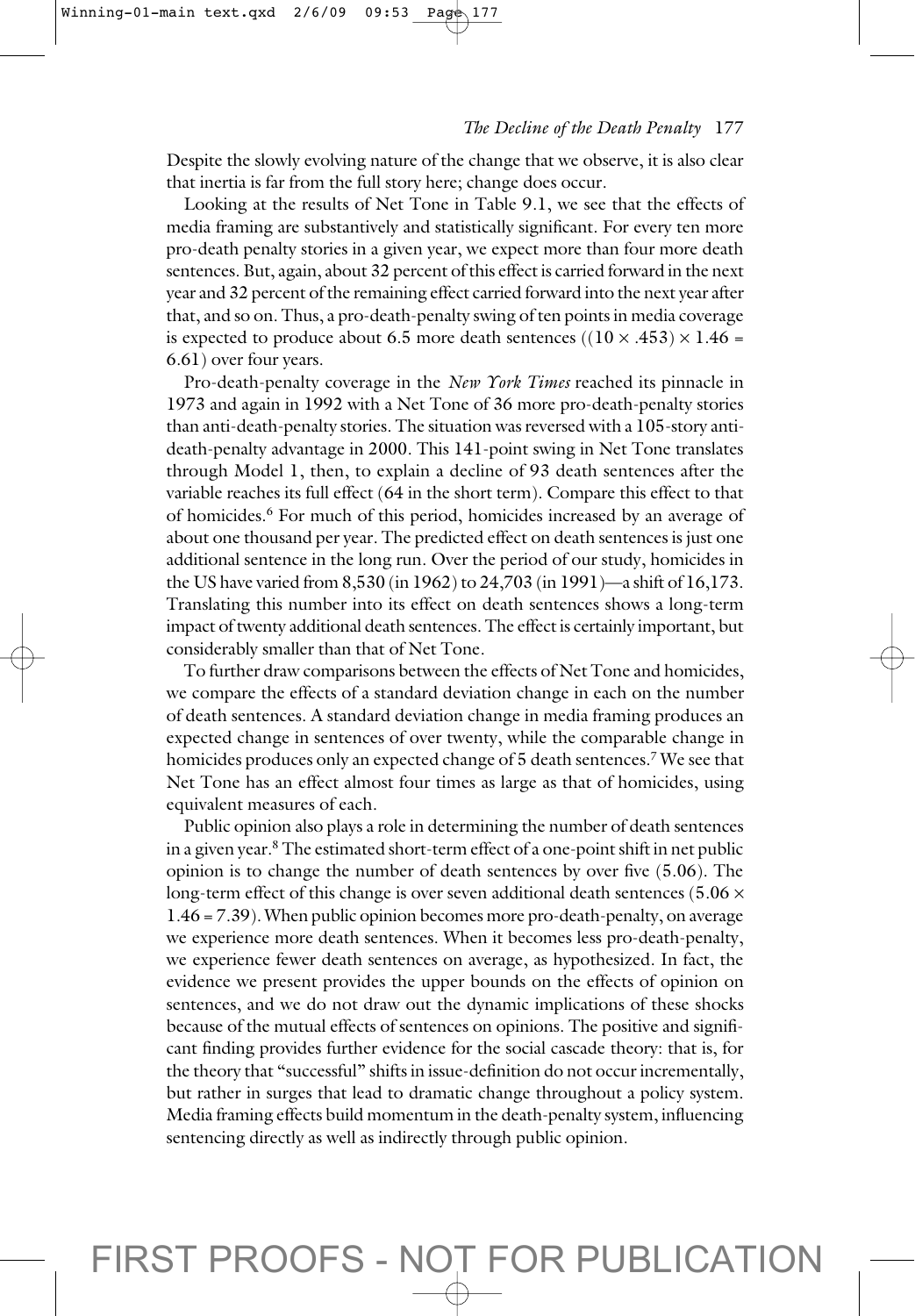Despite the slowly evolving nature of the change that we observe, it is also clear that inertia is far from the full story here; change does occur.

Looking at the results of Net Tone in Table 9.1, we see that the effects of media framing are substantively and statistically significant. For every ten more pro-death penalty stories in a given year, we expect more than four more death sentences. But, again, about 32 percent of this effect is carried forward in the next year and 32 percent of the remaining effect carried forward into the next year after that, and so on. Thus, a pro-death-penalty swing of ten points in media coverage is expected to produce about 6.5 more death sentences ($(10 \times .453) \times 1.46 = 6.61$) over four years.

Pro-death-penalty coverage in the *New York Times* reached its pinnacle in 1973 and again in 1992 with a Net Tone of 36 more pro-death-penalty stories than anti-death-penalty stories. The situation was reversed with a 105-story anti-death-penalty advantage in 2000. This 141-point swing in Net Tone translates through Model 1, then, to explain a decline of 93 death sentences after the variable reaches its full effect (64 in the short term). Compare this effect to that of homicides.[6] For much of this period, homicides increased by an average of about one thousand per year. The predicted effect on death sentences is just one additional sentence in the long run. Over the period of our study, homicides in the US have varied from 8,530 (in 1962) to 24,703 (in 1991)—a shift of 16,173. Translating this number into its effect on death sentences shows a long-term impact of twenty additional death sentences. The effect is certainly important, but considerably smaller than that of Net Tone.

To further draw comparisons between the effects of Net Tone and homicides, we compare the effects of a standard deviation change in each on the number of death sentences. A standard deviation change in media framing produces an expected change in sentences of over twenty, while the comparable change in homicides produces only an expected change of 5 death sentences.[7] We see that Net Tone has an effect almost four times as large as that of homicides, using equivalent measures of each.

Public opinion also plays a role in determining the number of death sentences in a given year.[8] The estimated short-term effect of a one-point shift in net public opinion is to change the number of death sentences by over five (5.06). The long-term effect of this change is over seven additional death sentences ($5.06 \times 1.46 = 7.39$). When public opinion becomes more pro-death-penalty, on average we experience more death sentences. When it becomes less pro-death-penalty, we experience fewer death sentences on average, as hypothesized. In fact, the evidence we present provides the upper bounds on the effects of opinion on sentences, and we do not draw out the dynamic implications of these shocks because of the mutual effects of sentences on opinions. The positive and significant finding provides further evidence for the social cascade theory: that is, for the theory that "successful" shifts in issue-definition do not occur incrementally, but rather in surges that lead to dramatic change throughout a policy system. Media framing effects build momentum in the death-penalty system, influencing sentencing directly as well as indirectly through public opinion.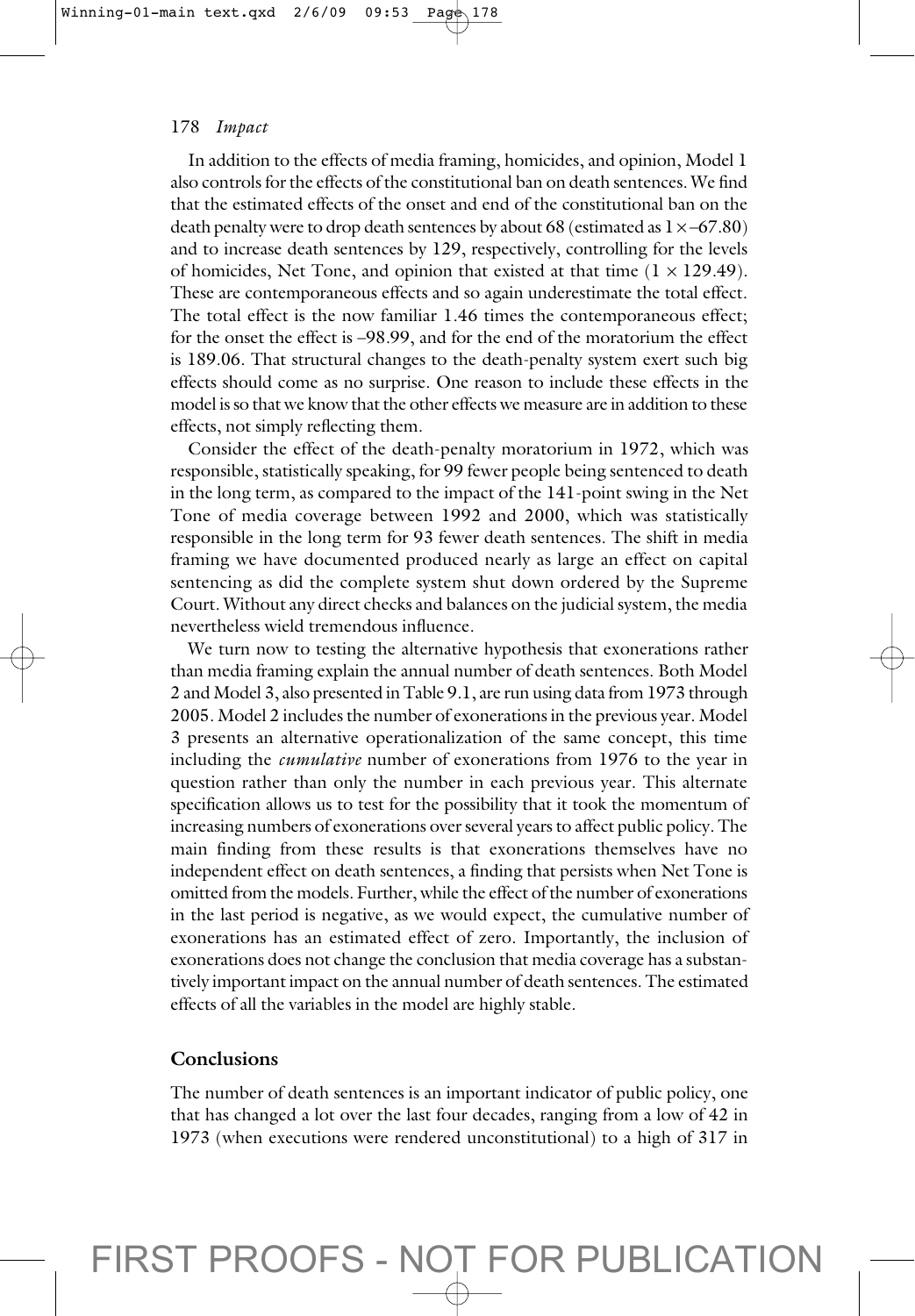In addition to the effects of media framing, homicides, and opinion, Model 1 also controls for the effects of the constitutional ban on death sentences. We find that the estimated effects of the onset and end of the constitutional ban on the death penalty were to drop death sentences by about 68 (estimated as $1 \times -67.80$) and to increase death sentences by 129, respectively, controlling for the levels of homicides, Net Tone, and opinion that existed at that time ($1 \times 129.49$). These are contemporaneous effects and so again underestimate the total effect. The total effect is the now familiar 1.46 times the contemporaneous effect; for the onset the effect is –98.99, and for the end of the moratorium the effect is 189.06. That structural changes to the death-penalty system exert such big effects should come as no surprise. One reason to include these effects in the model is so that we know that the other effects we measure are in addition to these effects, not simply reflecting them.

Consider the effect of the death-penalty moratorium in 1972, which was responsible, statistically speaking, for 99 fewer people being sentenced to death in the long term, as compared to the impact of the 141-point swing in the Net Tone of media coverage between 1992 and 2000, which was statistically responsible in the long term for 93 fewer death sentences. The shift in media framing we have documented produced nearly as large an effect on capital sentencing as did the complete system shut down ordered by the Supreme Court. Without any direct checks and balances on the judicial system, the media nevertheless wield tremendous influence.

We turn now to testing the alternative hypothesis that exonerations rather than media framing explain the annual number of death sentences. Both Model 2 and Model 3, also presented in Table 9.1, are run using data from 1973 through 2005. Model 2 includes the number of exonerations in the previous year. Model 3 presents an alternative operationalization of the same concept, this time including the *cumulative* number of exonerations from 1976 to the year in question rather than only the number in each previous year. This alternate specification allows us to test for the possibility that it took the momentum of increasing numbers of exonerations over several years to affect public policy. The main finding from these results is that exonerations themselves have no independent effect on death sentences, a finding that persists when Net Tone is omitted from the models. Further, while the effect of the number of exonerations in the last period is negative, as we would expect, the cumulative number of exonerations has an estimated effect of zero. Importantly, the inclusion of exonerations does not change the conclusion that media coverage has a substantively important impact on the annual number of death sentences. The estimated effects of all the variables in the model are highly stable.

## Conclusions

The number of death sentences is an important indicator of public policy, one that has changed a lot over the last four decades, ranging from a low of 42 in 1973 (when executions were rendered unconstitutional) to a high of 317 in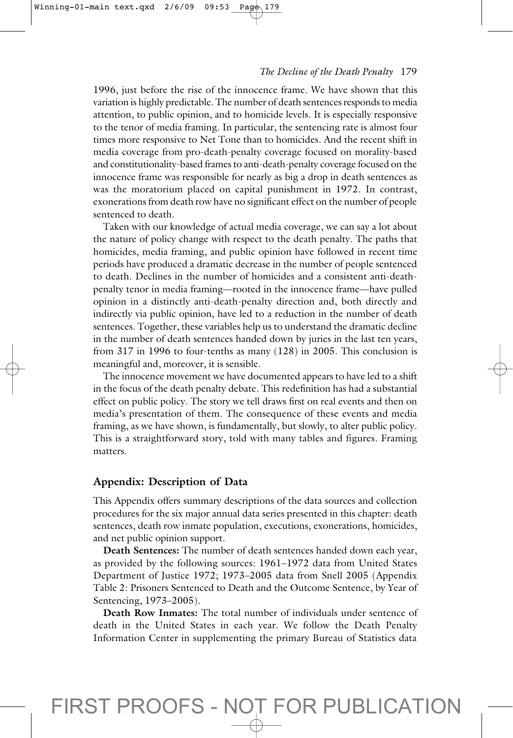1996, just before the rise of the innocence frame. We have shown that this variation is highly predictable. The number of death sentences responds to media attention, to public opinion, and to homicide levels. It is especially responsive to the tenor of media framing. In particular, the sentencing rate is almost four times more responsive to Net Tone than to homicides. And the recent shift in media coverage from pro-death-penalty coverage focused on morality-based and constitutionality-based frames to anti-death-penalty coverage focused on the innocence frame was responsible for nearly as big a drop in death sentences as was the moratorium placed on capital punishment in 1972. In contrast, exonerations from death row have no significant effect on the number of people sentenced to death.

Taken with our knowledge of actual media coverage, we can say a lot about the nature of policy change with respect to the death penalty. The paths that homicides, media framing, and public opinion have followed in recent time periods have produced a dramatic decrease in the number of people sentenced to death. Declines in the number of homicides and a consistent anti-death-penalty tenor in media framing—rooted in the innocence frame—have pulled opinion in a distinctly anti-death-penalty direction and, both directly and indirectly via public opinion, have led to a reduction in the number of death sentences. Together, these variables help us to understand the dramatic decline in the number of death sentences handed down by juries in the last ten years, from 317 in 1996 to four-tenths as many (128) in 2005. This conclusion is meaningful and, moreover, it is sensible.

The innocence movement we have documented appears to have led to a shift in the focus of the death penalty debate. This redefinition has had a substantial effect on public policy. The story we tell draws first on real events and then on media's presentation of them. The consequence of these events and media framing, as we have shown, is fundamentally, but slowly, to alter public policy. This is a straightforward story, told with many tables and figures. Framing matters.

## Appendix: Description of Data

This Appendix offers summary descriptions of the data sources and collection procedures for the six major annual data series presented in this chapter: death sentences, death row inmate population, executions, exonerations, homicides, and net public opinion support.

**Death Sentences:** The number of death sentences handed down each year, as provided by the following sources: 1961–1972 data from United States Department of Justice 1972; 1973–2005 data from Snell 2005 (Appendix Table 2: Prisoners Sentenced to Death and the Outcome Sentence, by Year of Sentencing, 1973–2005).

**Death Row Inmates:** The total number of individuals under sentence of death in the United States in each year. We follow the Death Penalty Information Center in supplementing the primary Bureau of Statistics data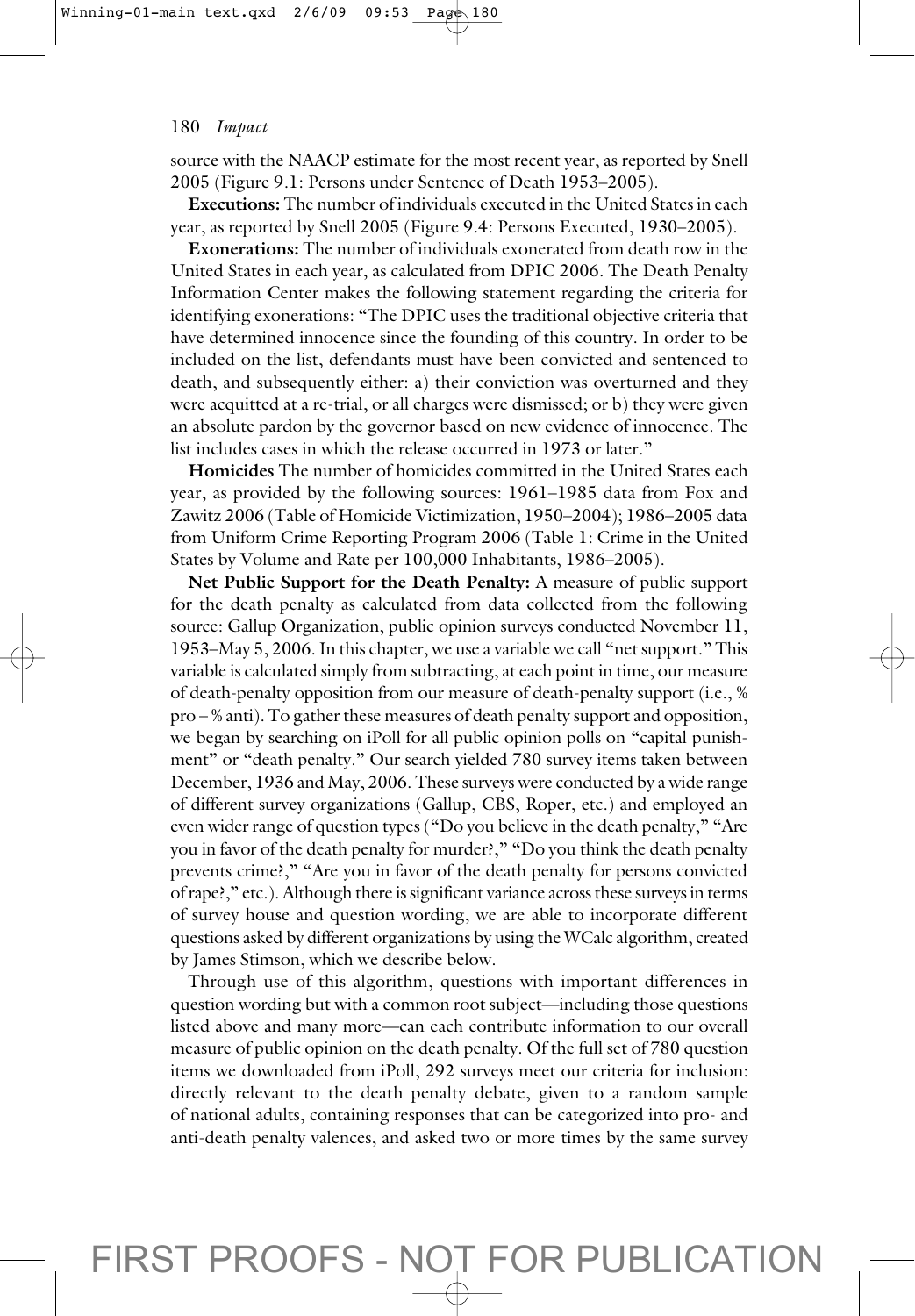source with the NAACP estimate for the most recent year, as reported by Snell 2005 (Figure 9.1: Persons under Sentence of Death 1953–2005).

**Executions:** The number of individuals executed in the United States in each year, as reported by Snell 2005 (Figure 9.4: Persons Executed, 1930–2005).

**Exonerations:** The number of individuals exonerated from death row in the United States in each year, as calculated from DPIC 2006. The Death Penalty Information Center makes the following statement regarding the criteria for identifying exonerations: "The DPIC uses the traditional objective criteria that have determined innocence since the founding of this country. In order to be included on the list, defendants must have been convicted and sentenced to death, and subsequently either: a) their conviction was overturned and they were acquitted at a re-trial, or all charges were dismissed; or b) they were given an absolute pardon by the governor based on new evidence of innocence. The list includes cases in which the release occurred in 1973 or later."

**Homicides** The number of homicides committed in the United States each year, as provided by the following sources: 1961–1985 data from Fox and Zawitz 2006 (Table of Homicide Victimization, 1950–2004); 1986–2005 data from Uniform Crime Reporting Program 2006 (Table 1: Crime in the United States by Volume and Rate per 100,000 Inhabitants, 1986–2005).

**Net Public Support for the Death Penalty:** A measure of public support for the death penalty as calculated from data collected from the following source: Gallup Organization, public opinion surveys conducted November 11, 1953–May 5, 2006. In this chapter, we use a variable we call "net support." This variable is calculated simply from subtracting, at each point in time, our measure of death-penalty opposition from our measure of death-penalty support (i.e., % pro – % anti). To gather these measures of death penalty support and opposition, we began by searching on iPoll for all public opinion polls on "capital punishment" or "death penalty." Our search yielded 780 survey items taken between December, 1936 and May, 2006. These surveys were conducted by a wide range of different survey organizations (Gallup, CBS, Roper, etc.) and employed an even wider range of question types ("Do you believe in the death penalty," "Are you in favor of the death penalty for murder?," "Do you think the death penalty prevents crime?," "Are you in favor of the death penalty for persons convicted of rape?," etc.). Although there is significant variance across these surveys in terms of survey house and question wording, we are able to incorporate different questions asked by different organizations by using the WCalc algorithm, created by James Stimson, which we describe below.

Through use of this algorithm, questions with important differences in question wording but with a common root subject—including those questions listed above and many more—can each contribute information to our overall measure of public opinion on the death penalty. Of the full set of 780 question items we downloaded from iPoll, 292 surveys meet our criteria for inclusion: directly relevant to the death penalty debate, given to a random sample of national adults, containing responses that can be categorized into pro- and anti-death penalty valences, and asked two or more times by the same survey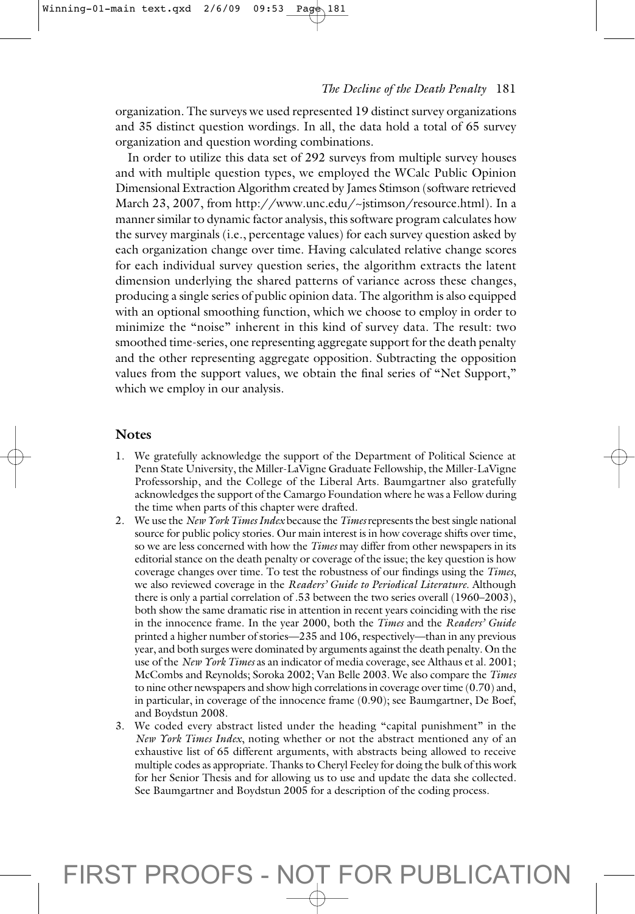organization. The surveys we used represented 19 distinct survey organizations and 35 distinct question wordings. In all, the data hold a total of 65 survey organization and question wording combinations.

In order to utilize this data set of 292 surveys from multiple survey houses and with multiple question types, we employed the WCalc Public Opinion Dimensional Extraction Algorithm created by James Stimson (software retrieved March 23, 2007, from http://www.unc.edu/~jstimson/resource.html). In a manner similar to dynamic factor analysis, this software program calculates how the survey marginals (i.e., percentage values) for each survey question asked by each organization change over time. Having calculated relative change scores for each individual survey question series, the algorithm extracts the latent dimension underlying the shared patterns of variance across these changes, producing a single series of public opinion data. The algorithm is also equipped with an optional smoothing function, which we choose to employ in order to minimize the "noise" inherent in this kind of survey data. The result: two smoothed time-series, one representing aggregate support for the death penalty and the other representing aggregate opposition. Subtracting the opposition values from the support values, we obtain the final series of "Net Support," which we employ in our analysis.

## Notes

1. We gratefully acknowledge the support of the Department of Political Science at Penn State University, the Miller-LaVigne Graduate Fellowship, the Miller-LaVigne Professorship, and the College of the Liberal Arts. Baumgartner also gratefully acknowledges the support of the Camargo Foundation where he was a Fellow during the time when parts of this chapter were drafted.
2. We use the *New York Times Index* because the *Times* represents the best single national source for public policy stories. Our main interest is in how coverage shifts over time, so we are less concerned with how the *Times* may differ from other newspapers in its editorial stance on the death penalty or coverage of the issue; the key question is how coverage changes over time. To test the robustness of our findings using the *Times*, we also reviewed coverage in the *Readers' Guide to Periodical Literature*. Although there is only a partial correlation of .53 between the two series overall (1960–2003), both show the same dramatic rise in attention in recent years coinciding with the rise in the innocence frame. In the year 2000, both the *Times* and the *Readers' Guide* printed a higher number of stories—235 and 106, respectively—than in any previous year, and both surges were dominated by arguments against the death penalty. On the use of the *New York Times* as an indicator of media coverage, see Althaus et al. 2001; McCombs and Reynolds; Soroka 2002; Van Belle 2003. We also compare the *Times* to nine other newspapers and show high correlations in coverage over time (0.70) and, in particular, in coverage of the innocence frame (0.90); see Baumgartner, De Boef, and Boydstun 2008.
3. We coded every abstract listed under the heading "capital punishment" in the *New York Times Index*, noting whether or not the abstract mentioned any of an exhaustive list of 65 different arguments, with abstracts being allowed to receive multiple codes as appropriate. Thanks to Cheryl Feeley for doing the bulk of this work for her Senior Thesis and for allowing us to use and update the data she collected. See Baumgartner and Boydstun 2005 for a description of the coding process.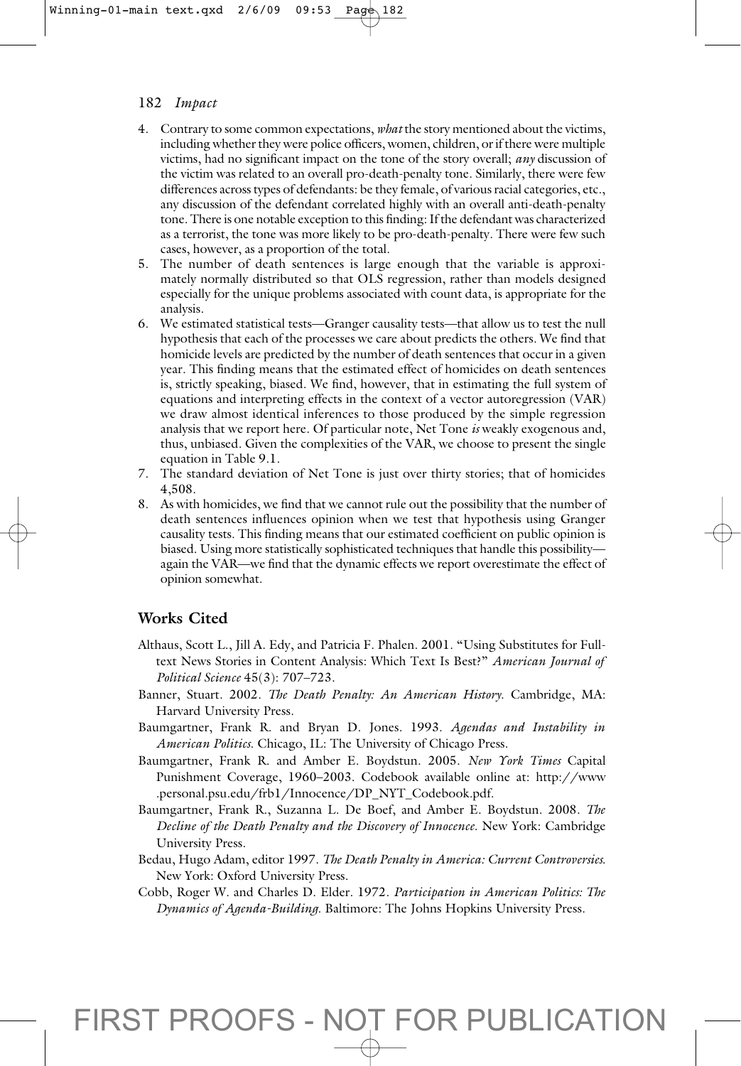4. Contrary to some common expectations, *what* the story mentioned about the victims, including whether they were police officers, women, children, or if there were multiple victims, had no significant impact on the tone of the story overall; *any* discussion of the victim was related to an overall pro-death-penalty tone. Similarly, there were few differences across types of defendants: be they female, of various racial categories, etc., any discussion of the defendant correlated highly with an overall anti-death-penalty tone. There is one notable exception to this finding: If the defendant was characterized as a terrorist, the tone was more likely to be pro-death-penalty. There were few such cases, however, as a proportion of the total.
5. The number of death sentences is large enough that the variable is approximately normally distributed so that OLS regression, rather than models designed especially for the unique problems associated with count data, is appropriate for the analysis.
6. We estimated statistical tests—Granger causality tests—that allow us to test the null hypothesis that each of the processes we care about predicts the others. We find that homicide levels are predicted by the number of death sentences that occur in a given year. This finding means that the estimated effect of homicides on death sentences is, strictly speaking, biased. We find, however, that in estimating the full system of equations and interpreting effects in the context of a vector autoregression (VAR) we draw almost identical inferences to those produced by the simple regression analysis that we report here. Of particular note, Net Tone *is* weakly exogenous and, thus, unbiased. Given the complexities of the VAR, we choose to present the single equation in Table 9.1.
7. The standard deviation of Net Tone is just over thirty stories; that of homicides 4,508.
8. As with homicides, we find that we cannot rule out the possibility that the number of death sentences influences opinion when we test that hypothesis using Granger causality tests. This finding means that our estimated coefficient on public opinion is biased. Using more statistically sophisticated techniques that handle this possibility—again the VAR—we find that the dynamic effects we report overestimate the effect of opinion somewhat.

## Works Cited

Althaus, Scott L., Jill A. Edy, and Patricia F. Phalen. 2001. "Using Substitutes for Full-text News Stories in Content Analysis: Which Text Is Best?" *American Journal of Political Science* 45(3): 707–723.

Banner, Stuart. 2002. *The Death Penalty: An American History.* Cambridge, MA: Harvard University Press.

Baumgartner, Frank R. and Bryan D. Jones. 1993. *Agendas and Instability in American Politics.* Chicago, IL: The University of Chicago Press.

Baumgartner, Frank R. and Amber E. Boydstun. 2005. *New York Times* Capital Punishment Coverage, 1960–2003. Codebook available online at: http://www.personal.psu.edu/frb1/Innocence/DP_NYT_Codebook.pdf.

Baumgartner, Frank R., Suzanna L. De Boef, and Amber E. Boydstun. 2008. *The Decline of the Death Penalty and the Discovery of Innocence.* New York: Cambridge University Press.

Bedau, Hugo Adam, editor 1997. *The Death Penalty in America: Current Controversies.* New York: Oxford University Press.

Cobb, Roger W. and Charles D. Elder. 1972. *Participation in American Politics: The Dynamics of Agenda-Building.* Baltimore: The Johns Hopkins University Press.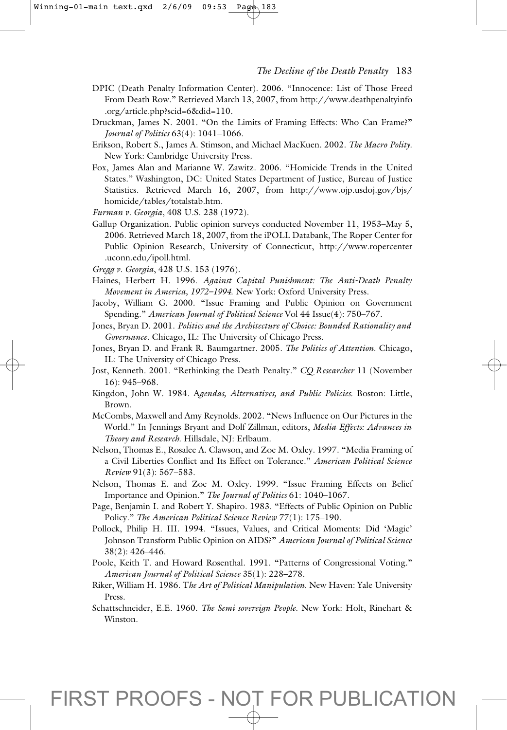DPIC (Death Penalty Information Center). 2006. "Innocence: List of Those Freed From Death Row." Retrieved March 13, 2007, from http://www.deathpenaltyinfo.org/article.php?scid=6&did=110.

Druckman, James N. 2001. "On the Limits of Framing Effects: Who Can Frame?" *Journal of Politics* 63(4): 1041–1066.

Erikson, Robert S., James A. Stimson, and Michael MacKuen. 2002. *The Macro Polity*. New York: Cambridge University Press.

Fox, James Alan and Marianne W. Zawitz. 2006. "Homicide Trends in the United States." Washington, DC: United States Department of Justice, Bureau of Justice Statistics. Retrieved March 16, 2007, from http://www.ojp.usdoj.gov/bjs/homicide/tables/totalstab.htm.

*Furman v. Georgia*, 408 U.S. 238 (1972).

Gallup Organization. Public opinion surveys conducted November 11, 1953–May 5, 2006. Retrieved March 18, 2007, from the iPOLL Databank, The Roper Center for Public Opinion Research, University of Connecticut, http://www.ropercenter.uconn.edu/ipoll.html.

*Gregg v. Georgia*, 428 U.S. 153 (1976).

Haines, Herbert H. 1996. *Against Capital Punishment: The Anti-Death Penalty Movement in America, 1972–1994.* New York: Oxford University Press.

Jacoby, William G. 2000. "Issue Framing and Public Opinion on Government Spending." *American Journal of Political Science* Vol 44 Issue(4): 750–767.

Jones, Bryan D. 2001. *Politics and the Architecture of Choice: Bounded Rationality and Governance*. Chicago, IL: The University of Chicago Press.

Jones, Bryan D. and Frank R. Baumgartner. 2005. *The Politics of Attention.* Chicago, IL: The University of Chicago Press.

Jost, Kenneth. 2001. "Rethinking the Death Penalty." *CQ Researcher* 11 (November 16): 945–968.

Kingdon, John W. 1984. *Agendas, Alternatives, and Public Policies.* Boston: Little, Brown.

McCombs, Maxwell and Amy Reynolds. 2002. "News Influence on Our Pictures in the World." In Jennings Bryant and Dolf Zillman, editors, *Media Effects: Advances in Theory and Research.* Hillsdale, NJ: Erlbaum.

Nelson, Thomas E., Rosalee A. Clawson, and Zoe M. Oxley. 1997. "Media Framing of a Civil Liberties Conflict and Its Effect on Tolerance." *American Political Science Review* 91(3): 567–583.

Nelson, Thomas E. and Zoe M. Oxley. 1999. "Issue Framing Effects on Belief Importance and Opinion." *The Journal of Politics* 61: 1040–1067.

Page, Benjamin I. and Robert Y. Shapiro. 1983. "Effects of Public Opinion on Public Policy." *The American Political Science Review* 77(1): 175–190.

Pollock, Philip H. III. 1994. "Issues, Values, and Critical Moments: Did 'Magic' Johnson Transform Public Opinion on AIDS?" *American Journal of Political Science* 38(2): 426–446.

Poole, Keith T. and Howard Rosenthal. 1991. "Patterns of Congressional Voting." *American Journal of Political Science* 35(1): 228–278.

Riker, William H. 1986. *The Art of Political Manipulation*. New Haven: Yale University Press.

Schattschneider, E.E. 1960. *The Semi sovereign People*. New York: Holt, Rinehart & Winston.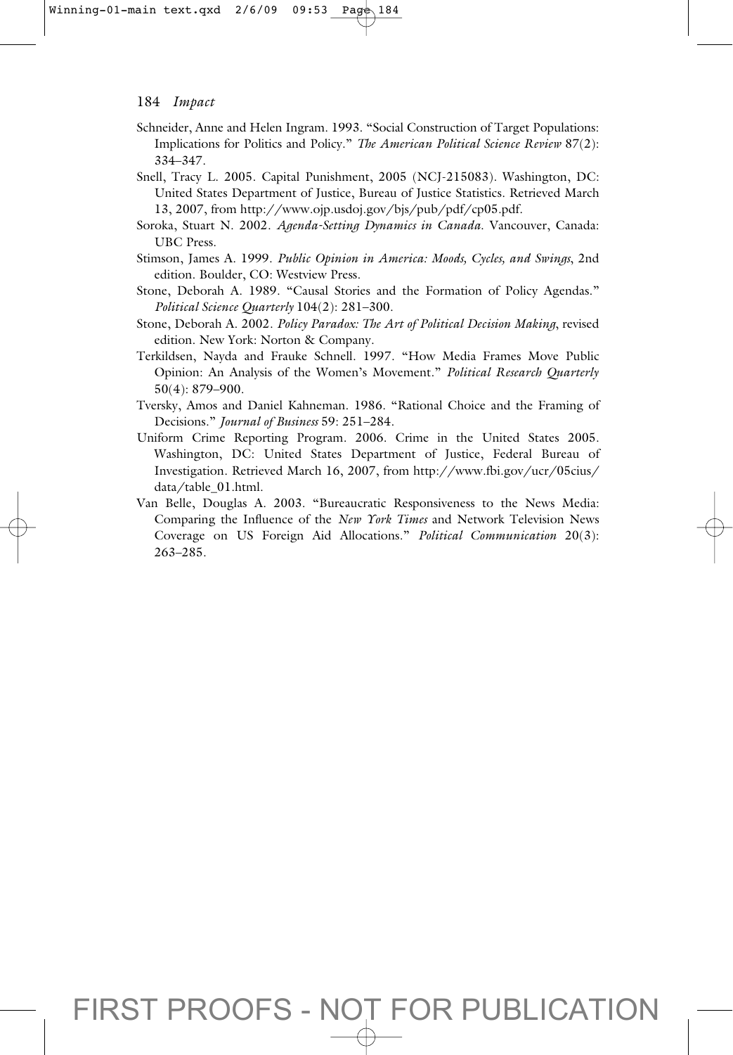Schneider, Anne and Helen Ingram. 1993. "Social Construction of Target Populations: Implications for Politics and Policy." *The American Political Science Review* 87(2): 334–347.

Snell, Tracy L. 2005. Capital Punishment, 2005 (NCJ-215083). Washington, DC: United States Department of Justice, Bureau of Justice Statistics. Retrieved March 13, 2007, from http://www.ojp.usdoj.gov/bjs/pub/pdf/cp05.pdf.

Soroka, Stuart N. 2002. *Agenda-Setting Dynamics in Canada*. Vancouver, Canada: UBC Press.

Stimson, James A. 1999. *Public Opinion in America: Moods, Cycles, and Swings*, 2nd edition. Boulder, CO: Westview Press.

Stone, Deborah A. 1989. "Causal Stories and the Formation of Policy Agendas." *Political Science Quarterly* 104(2): 281–300.

Stone, Deborah A. 2002. *Policy Paradox: The Art of Political Decision Making*, revised edition. New York: Norton & Company.

Terkildsen, Nayda and Frauke Schnell. 1997. "How Media Frames Move Public Opinion: An Analysis of the Women's Movement." *Political Research Quarterly* 50(4): 879–900.

Tversky, Amos and Daniel Kahneman. 1986. "Rational Choice and the Framing of Decisions." *Journal of Business* 59: 251–284.

Uniform Crime Reporting Program. 2006. Crime in the United States 2005. Washington, DC: United States Department of Justice, Federal Bureau of Investigation. Retrieved March 16, 2007, from http://www.fbi.gov/ucr/05cius/data/table_01.html.

Van Belle, Douglas A. 2003. "Bureaucratic Responsiveness to the News Media: Comparing the Influence of the *New York Times* and Network Television News Coverage on US Foreign Aid Allocations." *Political Communication* 20(3): 263–285.